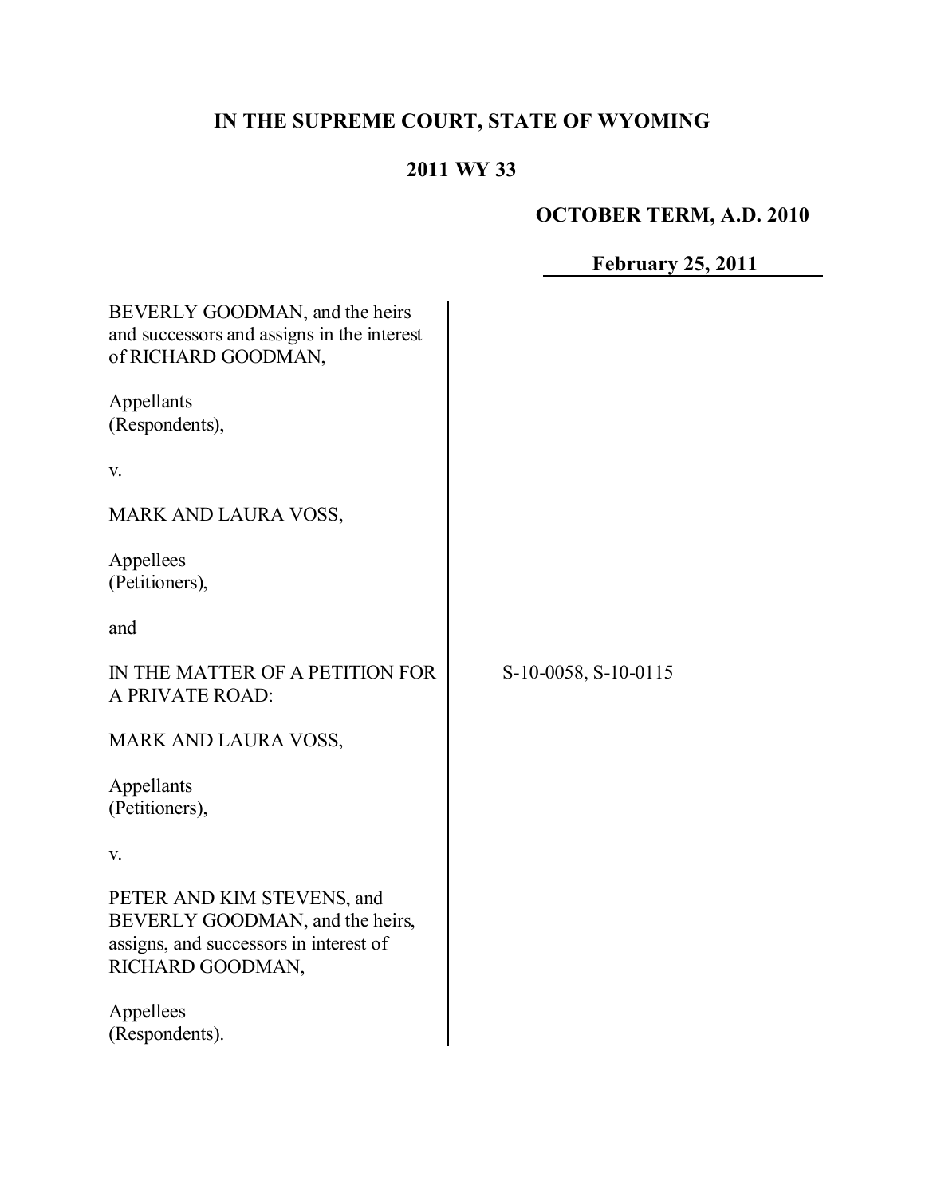# IN THE SUPREME COURT, STATE OF WYOMING

## 2011 WY 33

**OCTOBER TERM, A.D. 2010**

**February 25, 2011**

BEVERLY GOODMAN, and the heirs and successors and assigns in the interest of RICHARD GOODMAN,

Appellants
(Respondents),

v.

MARK AND LAURA VOSS,

Appellees
(Petitioners),

and

IN THE MATTER OF A PETITION FOR A PRIVATE ROAD:

MARK AND LAURA VOSS,

Appellants
(Petitioners),

v.

PETER AND KIM STEVENS, and BEVERLY GOODMAN, and the heirs, assigns, and successors in interest of RICHARD GOODMAN,

Appellees
(Respondents).

S-10-0058, S-10-0115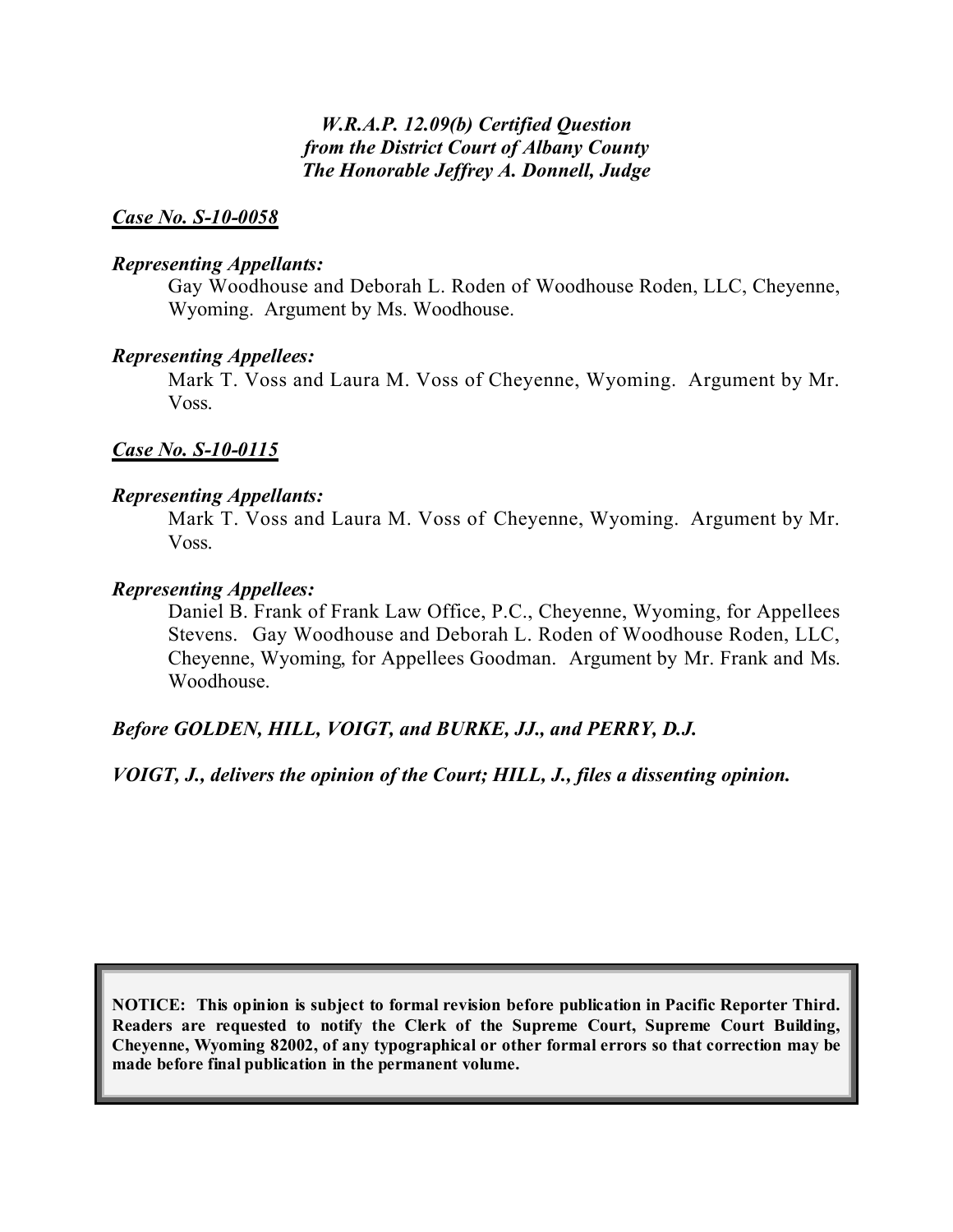***W.R.A.P. 12.09(b) Certified Question from the District Court of Albany County The Honorable Jeffrey A. Donnell, Judge***

***Case No. S-10-0058***

***Representing Appellants:***

Gay Woodhouse and Deborah L. Roden of Woodhouse Roden, LLC, Cheyenne, Wyoming. Argument by Ms. Woodhouse.

***Representing Appellees:***

Mark T. Voss and Laura M. Voss of Cheyenne, Wyoming. Argument by Mr. Voss.

***Case No. S-10-0115***

***Representing Appellants:***

Mark T. Voss and Laura M. Voss of Cheyenne, Wyoming. Argument by Mr. Voss.

***Representing Appellees:***

Daniel B. Frank of Frank Law Office, P.C., Cheyenne, Wyoming, for Appellees Stevens. Gay Woodhouse and Deborah L. Roden of Woodhouse Roden, LLC, Cheyenne, Wyoming, for Appellees Goodman. Argument by Mr. Frank and Ms. Woodhouse.

***Before GOLDEN, HILL, VOIGT, and BURKE, JJ., and PERRY, D.J.***

***VOIGT, J., delivers the opinion of the Court; HILL, J., files a dissenting opinion.***

**NOTICE: This opinion is subject to formal revision before publication in Pacific Reporter Third. Readers are requested to notify the Clerk of the Supreme Court, Supreme Court Building, Cheyenne, Wyoming 82002, of any typographical or other formal errors so that correction may be made before final publication in the permanent volume.**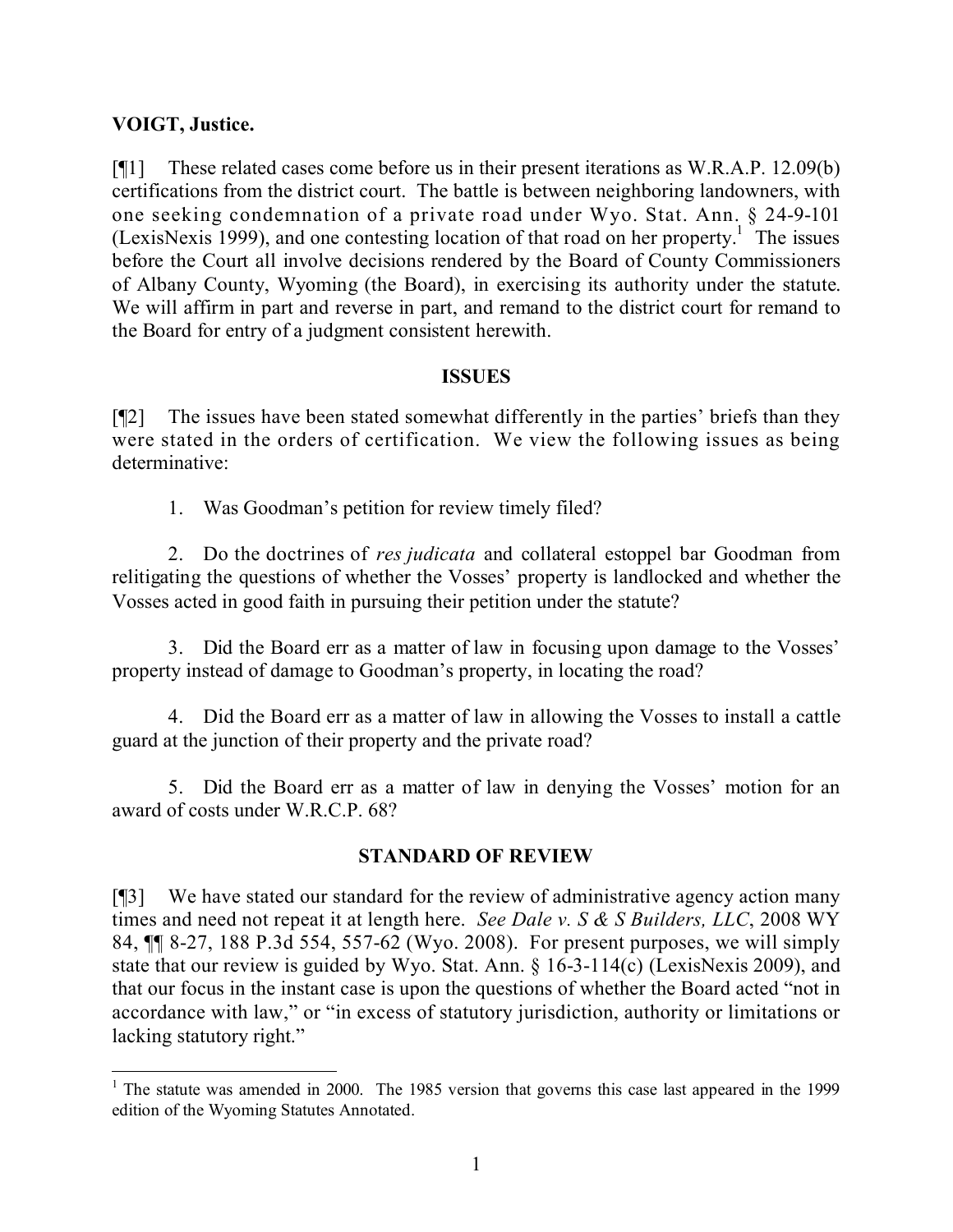**VOIGT, Justice.**

[¶1] These related cases come before us in their present iterations as W.R.A.P. 12.09(b) certifications from the district court. The battle is between neighboring landowners, with one seeking condemnation of a private road under Wyo. Stat. Ann. § 24-9-101 (LexisNexis 1999), and one contesting location of that road on her property.[1] The issues before the Court all involve decisions rendered by the Board of County Commissioners of Albany County, Wyoming (the Board), in exercising its authority under the statute. We will affirm in part and reverse in part, and remand to the district court for remand to the Board for entry of a judgment consistent herewith.

## ISSUES

[¶2] The issues have been stated somewhat differently in the parties' briefs than they were stated in the orders of certification. We view the following issues as being determinative:

1. Was Goodman's petition for review timely filed?

2. Do the doctrines of *res judicata* and collateral estoppel bar Goodman from relitigating the questions of whether the Vosses' property is landlocked and whether the Vosses acted in good faith in pursuing their petition under the statute?

3. Did the Board err as a matter of law in focusing upon damage to the Vosses' property instead of damage to Goodman's property, in locating the road?

4. Did the Board err as a matter of law in allowing the Vosses to install a cattle guard at the junction of their property and the private road?

5. Did the Board err as a matter of law in denying the Vosses' motion for an award of costs under W.R.C.P. 68?

## STANDARD OF REVIEW

[¶3] We have stated our standard for the review of administrative agency action many times and need not repeat it at length here. *See Dale v. S & S Builders, LLC*, 2008 WY 84, ¶¶ 8-27, 188 P.3d 554, 557-62 (Wyo. 2008). For present purposes, we will simply state that our review is guided by Wyo. Stat. Ann. § 16-3-114(c) (LexisNexis 2009), and that our focus in the instant case is upon the questions of whether the Board acted "not in accordance with law," or "in excess of statutory jurisdiction, authority or limitations or lacking statutory right."

[1] The statute was amended in 2000. The 1985 version that governs this case last appeared in the 1999 edition of the Wyoming Statutes Annotated.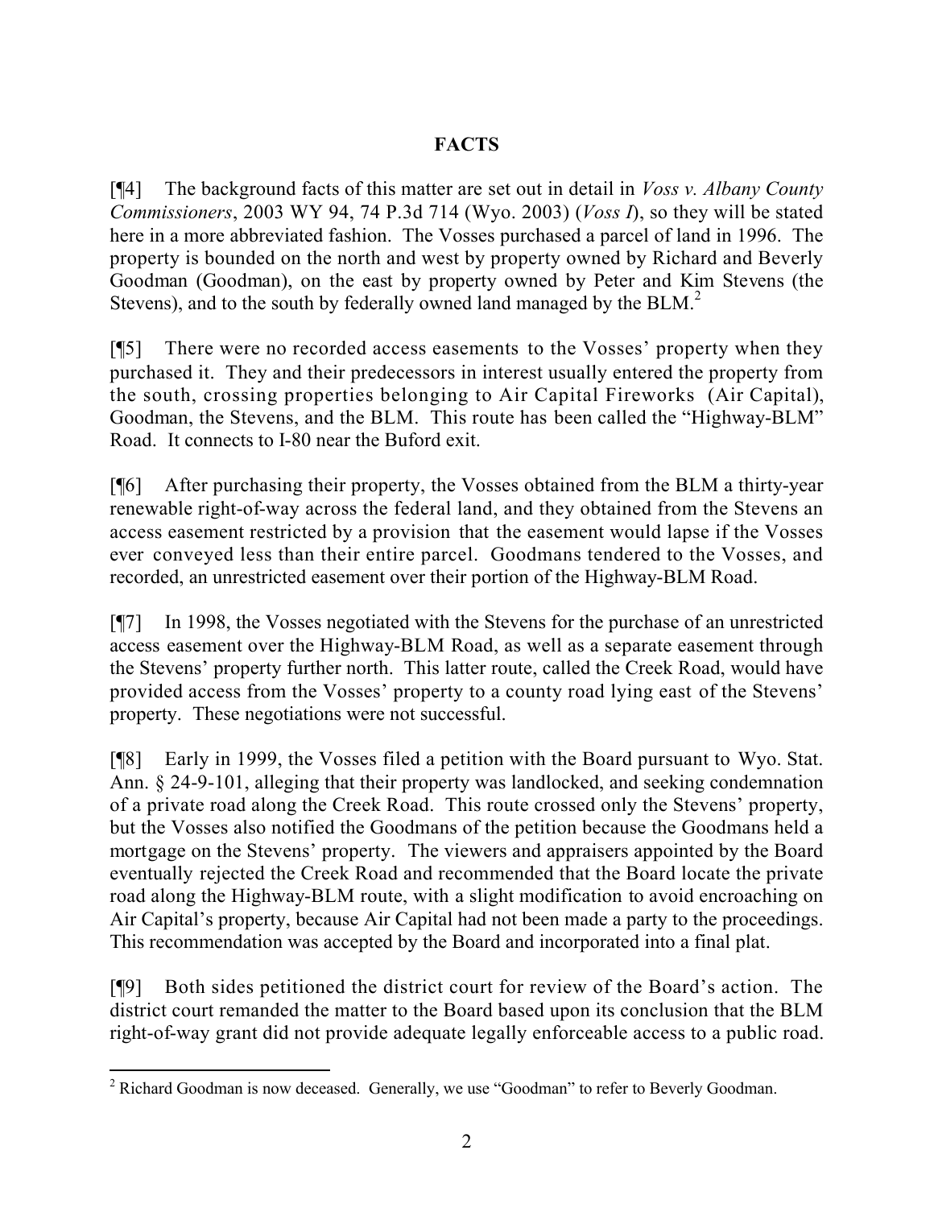## FACTS

[¶4] The background facts of this matter are set out in detail in *Voss v. Albany County Commissioners*, 2003 WY 94, 74 P.3d 714 (Wyo. 2003) (*Voss I*), so they will be stated here in a more abbreviated fashion. The Vosses purchased a parcel of land in 1996. The property is bounded on the north and west by property owned by Richard and Beverly Goodman (Goodman), on the east by property owned by Peter and Kim Stevens (the Stevens), and to the south by federally owned land managed by the BLM.[2]

[¶5] There were no recorded access easements to the Vosses' property when they purchased it. They and their predecessors in interest usually entered the property from the south, crossing properties belonging to Air Capital Fireworks (Air Capital), Goodman, the Stevens, and the BLM. This route has been called the "Highway-BLM" Road. It connects to I-80 near the Buford exit.

[¶6] After purchasing their property, the Vosses obtained from the BLM a thirty-year renewable right-of-way across the federal land, and they obtained from the Stevens an access easement restricted by a provision that the easement would lapse if the Vosses ever conveyed less than their entire parcel. Goodmans tendered to the Vosses, and recorded, an unrestricted easement over their portion of the Highway-BLM Road.

[¶7] In 1998, the Vosses negotiated with the Stevens for the purchase of an unrestricted access easement over the Highway-BLM Road, as well as a separate easement through the Stevens' property further north. This latter route, called the Creek Road, would have provided access from the Vosses' property to a county road lying east of the Stevens' property. These negotiations were not successful.

[¶8] Early in 1999, the Vosses filed a petition with the Board pursuant to Wyo. Stat. Ann. § 24-9-101, alleging that their property was landlocked, and seeking condemnation of a private road along the Creek Road. This route crossed only the Stevens' property, but the Vosses also notified the Goodmans of the petition because the Goodmans held a mortgage on the Stevens' property. The viewers and appraisers appointed by the Board eventually rejected the Creek Road and recommended that the Board locate the private road along the Highway-BLM route, with a slight modification to avoid encroaching on Air Capital's property, because Air Capital had not been made a party to the proceedings. This recommendation was accepted by the Board and incorporated into a final plat.

[¶9] Both sides petitioned the district court for review of the Board's action. The district court remanded the matter to the Board based upon its conclusion that the BLM right-of-way grant did not provide adequate legally enforceable access to a public road.

---

[2] Richard Goodman is now deceased. Generally, we use "Goodman" to refer to Beverly Goodman.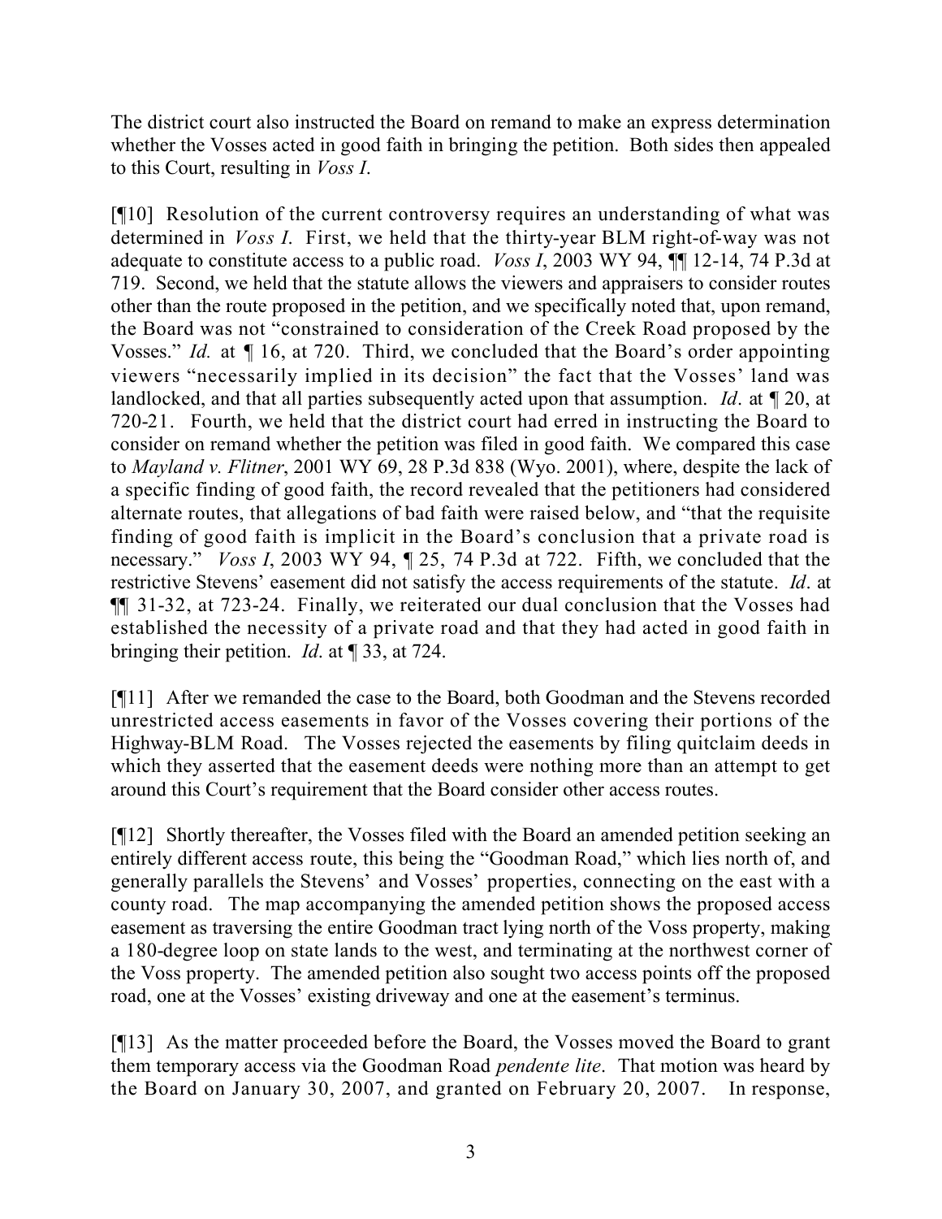The district court also instructed the Board on remand to make an express determination whether the Vosses acted in good faith in bringing the petition. Both sides then appealed to this Court, resulting in *Voss I*.

[¶10] Resolution of the current controversy requires an understanding of what was determined in *Voss I*. First, we held that the thirty-year BLM right-of-way was not adequate to constitute access to a public road. *Voss I*, 2003 WY 94, ¶¶ 12-14, 74 P.3d at 719. Second, we held that the statute allows the viewers and appraisers to consider routes other than the route proposed in the petition, and we specifically noted that, upon remand, the Board was not "constrained to consideration of the Creek Road proposed by the Vosses." *Id.* at ¶ 16, at 720. Third, we concluded that the Board's order appointing viewers "necessarily implied in its decision" the fact that the Vosses' land was landlocked, and that all parties subsequently acted upon that assumption. *Id*. at ¶ 20, at 720-21. Fourth, we held that the district court had erred in instructing the Board to consider on remand whether the petition was filed in good faith. We compared this case to *Mayland v. Flitner*, 2001 WY 69, 28 P.3d 838 (Wyo. 2001), where, despite the lack of a specific finding of good faith, the record revealed that the petitioners had considered alternate routes, that allegations of bad faith were raised below, and "that the requisite finding of good faith is implicit in the Board's conclusion that a private road is necessary." *Voss I*, 2003 WY 94, ¶ 25, 74 P.3d at 722. Fifth, we concluded that the restrictive Stevens' easement did not satisfy the access requirements of the statute. *Id*. at ¶¶ 31-32, at 723-24. Finally, we reiterated our dual conclusion that the Vosses had established the necessity of a private road and that they had acted in good faith in bringing their petition. *Id*. at ¶ 33, at 724.

[¶11] After we remanded the case to the Board, both Goodman and the Stevens recorded unrestricted access easements in favor of the Vosses covering their portions of the Highway-BLM Road. The Vosses rejected the easements by filing quitclaim deeds in which they asserted that the easement deeds were nothing more than an attempt to get around this Court's requirement that the Board consider other access routes.

[¶12] Shortly thereafter, the Vosses filed with the Board an amended petition seeking an entirely different access route, this being the "Goodman Road," which lies north of, and generally parallels the Stevens' and Vosses' properties, connecting on the east with a county road. The map accompanying the amended petition shows the proposed access easement as traversing the entire Goodman tract lying north of the Voss property, making a 180-degree loop on state lands to the west, and terminating at the northwest corner of the Voss property. The amended petition also sought two access points off the proposed road, one at the Vosses' existing driveway and one at the easement's terminus.

[¶13] As the matter proceeded before the Board, the Vosses moved the Board to grant them temporary access via the Goodman Road *pendente lite*. That motion was heard by the Board on January 30, 2007, and granted on February 20, 2007. In response,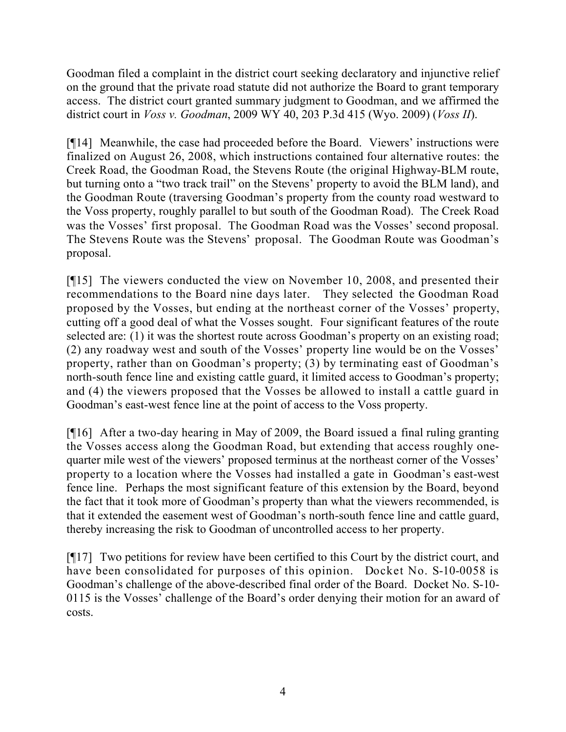Goodman filed a complaint in the district court seeking declaratory and injunctive relief on the ground that the private road statute did not authorize the Board to grant temporary access. The district court granted summary judgment to Goodman, and we affirmed the district court in *Voss v. Goodman*, 2009 WY 40, 203 P.3d 415 (Wyo. 2009) (*Voss II*).

[¶14] Meanwhile, the case had proceeded before the Board. Viewers' instructions were finalized on August 26, 2008, which instructions contained four alternative routes: the Creek Road, the Goodman Road, the Stevens Route (the original Highway-BLM route, but turning onto a "two track trail" on the Stevens' property to avoid the BLM land), and the Goodman Route (traversing Goodman's property from the county road westward to the Voss property, roughly parallel to but south of the Goodman Road). The Creek Road was the Vosses' first proposal. The Goodman Road was the Vosses' second proposal. The Stevens Route was the Stevens' proposal. The Goodman Route was Goodman's proposal.

[¶15] The viewers conducted the view on November 10, 2008, and presented their recommendations to the Board nine days later. They selected the Goodman Road proposed by the Vosses, but ending at the northeast corner of the Vosses' property, cutting off a good deal of what the Vosses sought. Four significant features of the route selected are: (1) it was the shortest route across Goodman's property on an existing road; (2) any roadway west and south of the Vosses' property line would be on the Vosses' property, rather than on Goodman's property; (3) by terminating east of Goodman's north-south fence line and existing cattle guard, it limited access to Goodman's property; and (4) the viewers proposed that the Vosses be allowed to install a cattle guard in Goodman's east-west fence line at the point of access to the Voss property.

[¶16] After a two-day hearing in May of 2009, the Board issued a final ruling granting the Vosses access along the Goodman Road, but extending that access roughly one-quarter mile west of the viewers' proposed terminus at the northeast corner of the Vosses' property to a location where the Vosses had installed a gate in Goodman's east-west fence line. Perhaps the most significant feature of this extension by the Board, beyond the fact that it took more of Goodman's property than what the viewers recommended, is that it extended the easement west of Goodman's north-south fence line and cattle guard, thereby increasing the risk to Goodman of uncontrolled access to her property.

[¶17] Two petitions for review have been certified to this Court by the district court, and have been consolidated for purposes of this opinion. Docket No. S-10-0058 is Goodman's challenge of the above-described final order of the Board. Docket No. S-10-0115 is the Vosses' challenge of the Board's order denying their motion for an award of costs.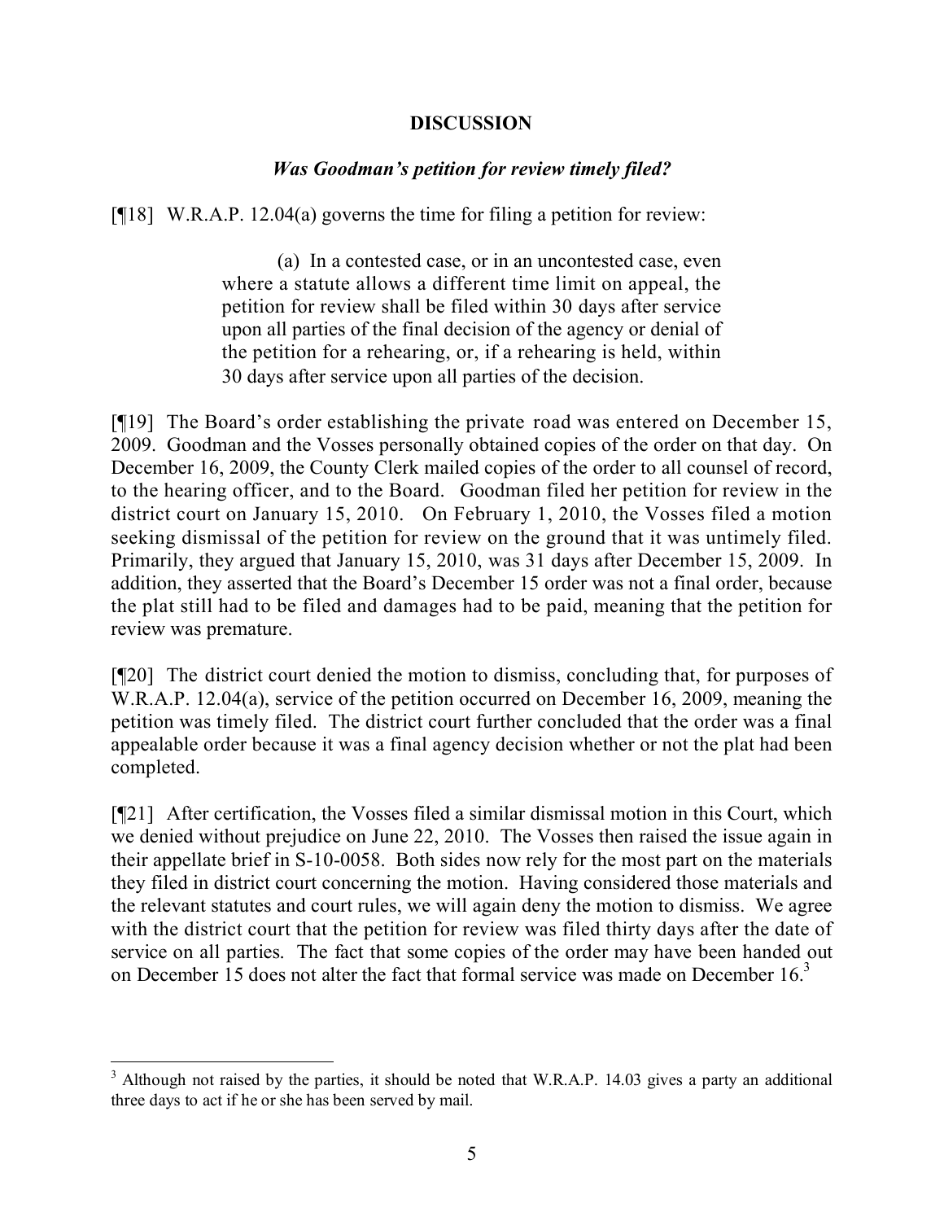## DISCUSSION

### *Was Goodman's petition for review timely filed?*

[¶18] W.R.A.P. 12.04(a) governs the time for filing a petition for review:

> (a) In a contested case, or in an uncontested case, even where a statute allows a different time limit on appeal, the petition for review shall be filed within 30 days after service upon all parties of the final decision of the agency or denial of the petition for a rehearing, or, if a rehearing is held, within 30 days after service upon all parties of the decision.

[¶19] The Board's order establishing the private road was entered on December 15, 2009. Goodman and the Vosses personally obtained copies of the order on that day. On December 16, 2009, the County Clerk mailed copies of the order to all counsel of record, to the hearing officer, and to the Board. Goodman filed her petition for review in the district court on January 15, 2010. On February 1, 2010, the Vosses filed a motion seeking dismissal of the petition for review on the ground that it was untimely filed. Primarily, they argued that January 15, 2010, was 31 days after December 15, 2009. In addition, they asserted that the Board's December 15 order was not a final order, because the plat still had to be filed and damages had to be paid, meaning that the petition for review was premature.

[¶20] The district court denied the motion to dismiss, concluding that, for purposes of W.R.A.P. 12.04(a), service of the petition occurred on December 16, 2009, meaning the petition was timely filed. The district court further concluded that the order was a final appealable order because it was a final agency decision whether or not the plat had been completed.

[¶21] After certification, the Vosses filed a similar dismissal motion in this Court, which we denied without prejudice on June 22, 2010. The Vosses then raised the issue again in their appellate brief in S-10-0058. Both sides now rely for the most part on the materials they filed in district court concerning the motion. Having considered those materials and the relevant statutes and court rules, we will again deny the motion to dismiss. We agree with the district court that the petition for review was filed thirty days after the date of service on all parties. The fact that some copies of the order may have been handed out on December 15 does not alter the fact that formal service was made on December 16.[3]

---

[3] Although not raised by the parties, it should be noted that W.R.A.P. 14.03 gives a party an additional three days to act if he or she has been served by mail.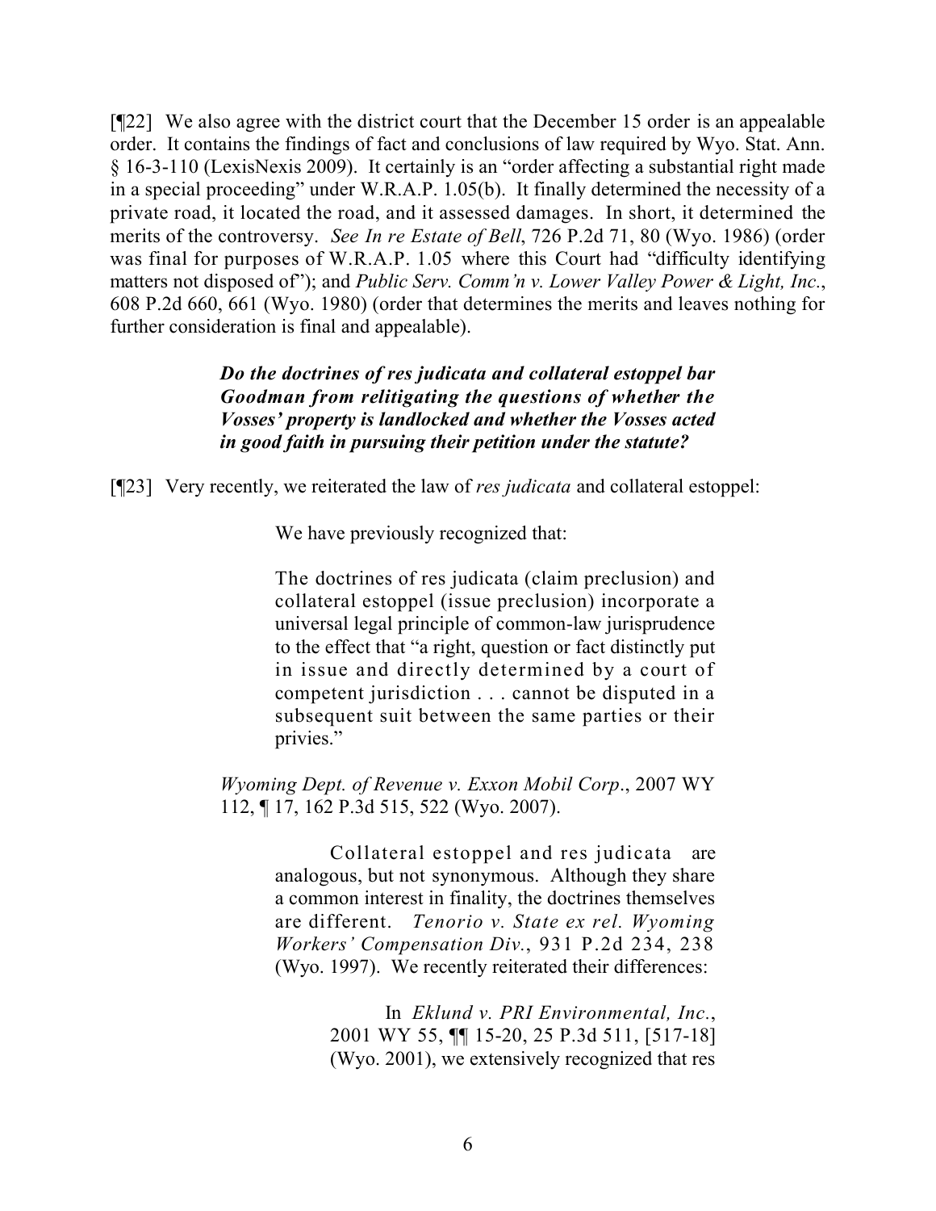[¶22] We also agree with the district court that the December 15 order is an appealable order. It contains the findings of fact and conclusions of law required by Wyo. Stat. Ann. § 16-3-110 (LexisNexis 2009). It certainly is an "order affecting a substantial right made in a special proceeding" under W.R.A.P. 1.05(b). It finally determined the necessity of a private road, it located the road, and it assessed damages. In short, it determined the merits of the controversy. *See In re Estate of Bell*, 726 P.2d 71, 80 (Wyo. 1986) (order was final for purposes of W.R.A.P. 1.05 where this Court had "difficulty identifying matters not disposed of"); and *Public Serv. Comm'n v. Lower Valley Power & Light, Inc.*, 608 P.2d 660, 661 (Wyo. 1980) (order that determines the merits and leaves nothing for further consideration is final and appealable).

***Do the doctrines of res judicata and collateral estoppel bar Goodman from relitigating the questions of whether the Vosses' property is landlocked and whether the Vosses acted in good faith in pursuing their petition under the statute?***

[¶23] Very recently, we reiterated the law of *res judicata* and collateral estoppel:

> We have previously recognized that:
>
> > The doctrines of res judicata (claim preclusion) and collateral estoppel (issue preclusion) incorporate a universal legal principle of common-law jurisprudence to the effect that "a right, question or fact distinctly put in issue and directly determined by a court of competent jurisdiction . . . cannot be disputed in a subsequent suit between the same parties or their privies."
>
> *Wyoming Dept. of Revenue v. Exxon Mobil Corp*., 2007 WY 112, ¶ 17, 162 P.3d 515, 522 (Wyo. 2007).
>
> > Collateral estoppel and res judicata are analogous, but not synonymous. Although they share a common interest in finality, the doctrines themselves are different. *Tenorio v. State ex rel. Wyoming Workers' Compensation Div.*, 931 P.2d 234, 238 (Wyo. 1997). We recently reiterated their differences:
> >
> > > In *Eklund v. PRI Environmental, Inc.*, 2001 WY 55, ¶¶ 15-20, 25 P.3d 511, [517-18] (Wyo. 2001), we extensively recognized that res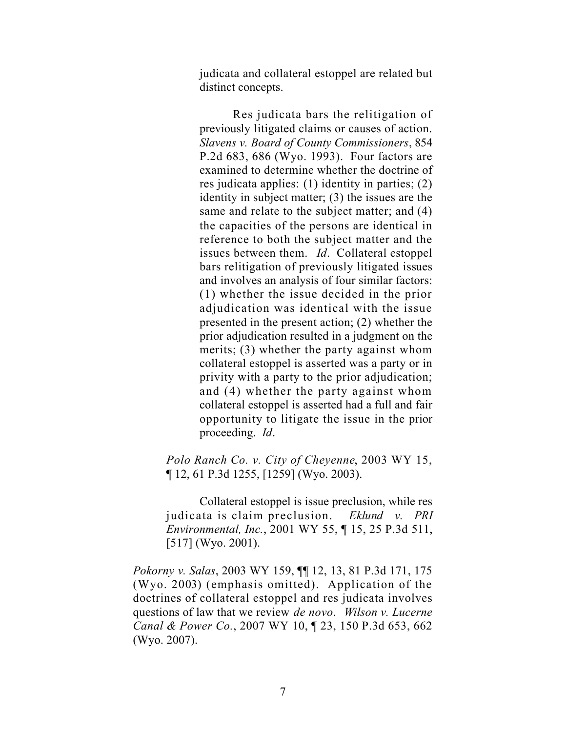> > judicata and collateral estoppel are related but distinct concepts.
> >
> > Res judicata bars the relitigation of previously litigated claims or causes of action. *Slavens v. Board of County Commissioners*, 854 P.2d 683, 686 (Wyo. 1993). Four factors are examined to determine whether the doctrine of res judicata applies: (1) identity in parties; (2) identity in subject matter; (3) the issues are the same and relate to the subject matter; and (4) the capacities of the persons are identical in reference to both the subject matter and the issues between them. *Id*. Collateral estoppel bars relitigation of previously litigated issues and involves an analysis of four similar factors: (1) whether the issue decided in the prior adjudication was identical with the issue presented in the present action; (2) whether the prior adjudication resulted in a judgment on the merits; (3) whether the party against whom collateral estoppel is asserted was a party or in privity with a party to the prior adjudication; and (4) whether the party against whom collateral estoppel is asserted had a full and fair opportunity to litigate the issue in the prior proceeding. *Id*.
>
> *Polo Ranch Co. v. City of Cheyenne*, 2003 WY 15, ¶ 12, 61 P.3d 1255, [1259] (Wyo. 2003).
>
> Collateral estoppel is issue preclusion, while res judicata is claim preclusion. *Eklund v. PRI Environmental, Inc.*, 2001 WY 55, ¶ 15, 25 P.3d 511, [517] (Wyo. 2001).

*Pokorny v. Salas*, 2003 WY 159, ¶¶ 12, 13, 81 P.3d 171, 175 (Wyo. 2003) (emphasis omitted). Application of the doctrines of collateral estoppel and res judicata involves questions of law that we review *de novo*. *Wilson v. Lucerne Canal & Power Co.*, 2007 WY 10, ¶ 23, 150 P.3d 653, 662 (Wyo. 2007).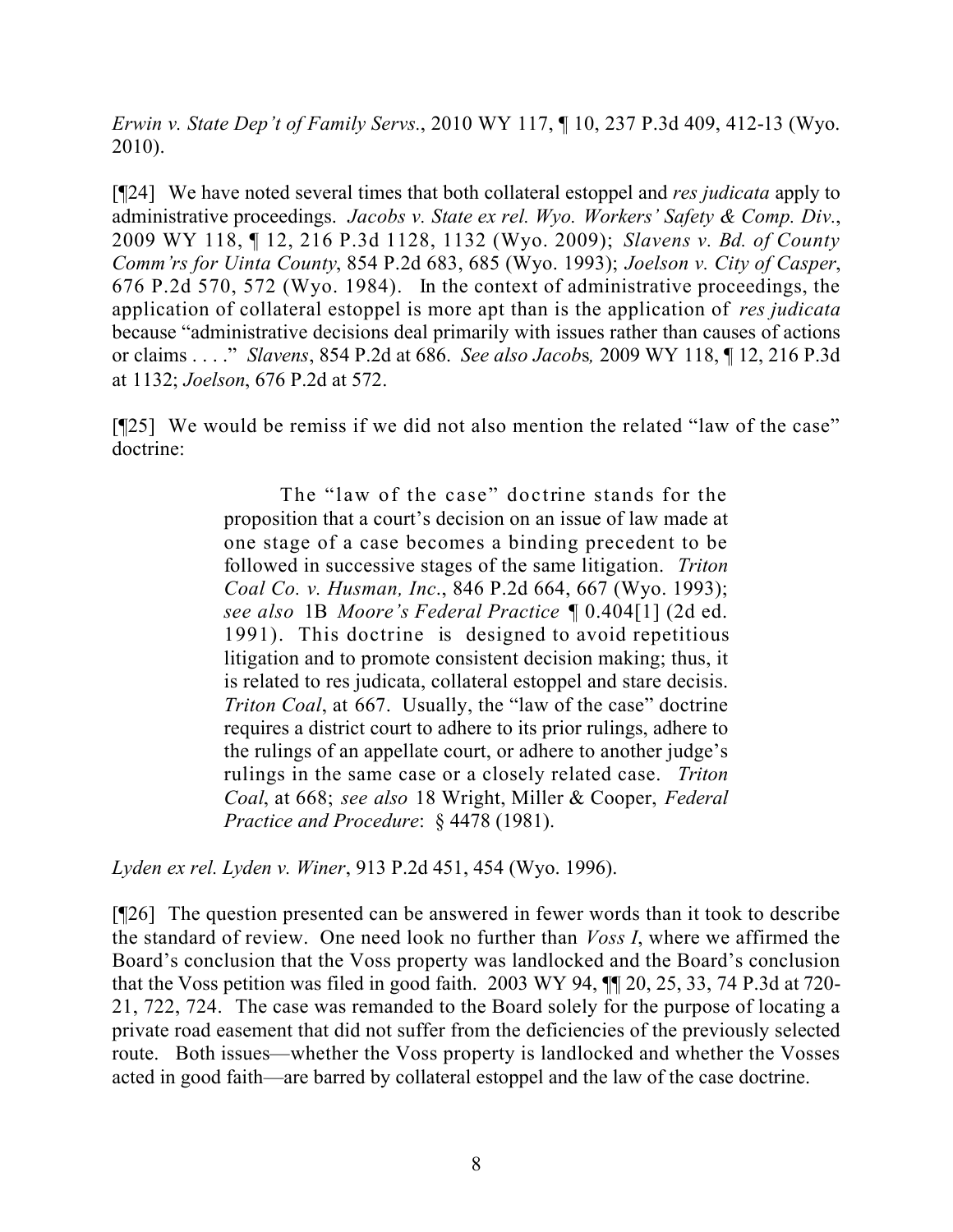*Erwin v. State Dep't of Family Servs.*, 2010 WY 117, ¶ 10, 237 P.3d 409, 412-13 (Wyo. 2010).

[¶24] We have noted several times that both collateral estoppel and *res judicata* apply to administrative proceedings. *Jacobs v. State ex rel. Wyo. Workers' Safety & Comp. Div.*, 2009 WY 118, ¶ 12, 216 P.3d 1128, 1132 (Wyo. 2009); *Slavens v. Bd. of County Comm'rs for Uinta County*, 854 P.2d 683, 685 (Wyo. 1993); *Joelson v. City of Casper*, 676 P.2d 570, 572 (Wyo. 1984). In the context of administrative proceedings, the application of collateral estoppel is more apt than is the application of *res judicata* because "administrative decisions deal primarily with issues rather than causes of actions or claims . . . ." *Slavens*, 854 P.2d at 686. *See also Jacobs,* 2009 WY 118, ¶ 12, 216 P.3d at 1132; *Joelson*, 676 P.2d at 572.

[¶25] We would be remiss if we did not also mention the related "law of the case" doctrine:

> The "law of the case" doctrine stands for the proposition that a court's decision on an issue of law made at one stage of a case becomes a binding precedent to be followed in successive stages of the same litigation. *Triton Coal Co. v. Husman, Inc.*, 846 P.2d 664, 667 (Wyo. 1993); *see also* 1B *Moore's Federal Practice* ¶ 0.404[1] (2d ed. 1991). This doctrine is designed to avoid repetitious litigation and to promote consistent decision making; thus, it is related to res judicata, collateral estoppel and stare decisis. *Triton Coal*, at 667. Usually, the "law of the case" doctrine requires a district court to adhere to its prior rulings, adhere to the rulings of an appellate court, or adhere to another judge's rulings in the same case or a closely related case. *Triton Coal*, at 668; *see also* 18 Wright, Miller & Cooper, *Federal Practice and Procedure*: § 4478 (1981).

*Lyden ex rel. Lyden v. Winer*, 913 P.2d 451, 454 (Wyo. 1996).

[¶26] The question presented can be answered in fewer words than it took to describe the standard of review. One need look no further than *Voss I*, where we affirmed the Board's conclusion that the Voss property was landlocked and the Board's conclusion that the Voss petition was filed in good faith. 2003 WY 94, ¶¶ 20, 25, 33, 74 P.3d at 720-21, 722, 724. The case was remanded to the Board solely for the purpose of locating a private road easement that did not suffer from the deficiencies of the previously selected route. Both issues—whether the Voss property is landlocked and whether the Vosses acted in good faith—are barred by collateral estoppel and the law of the case doctrine.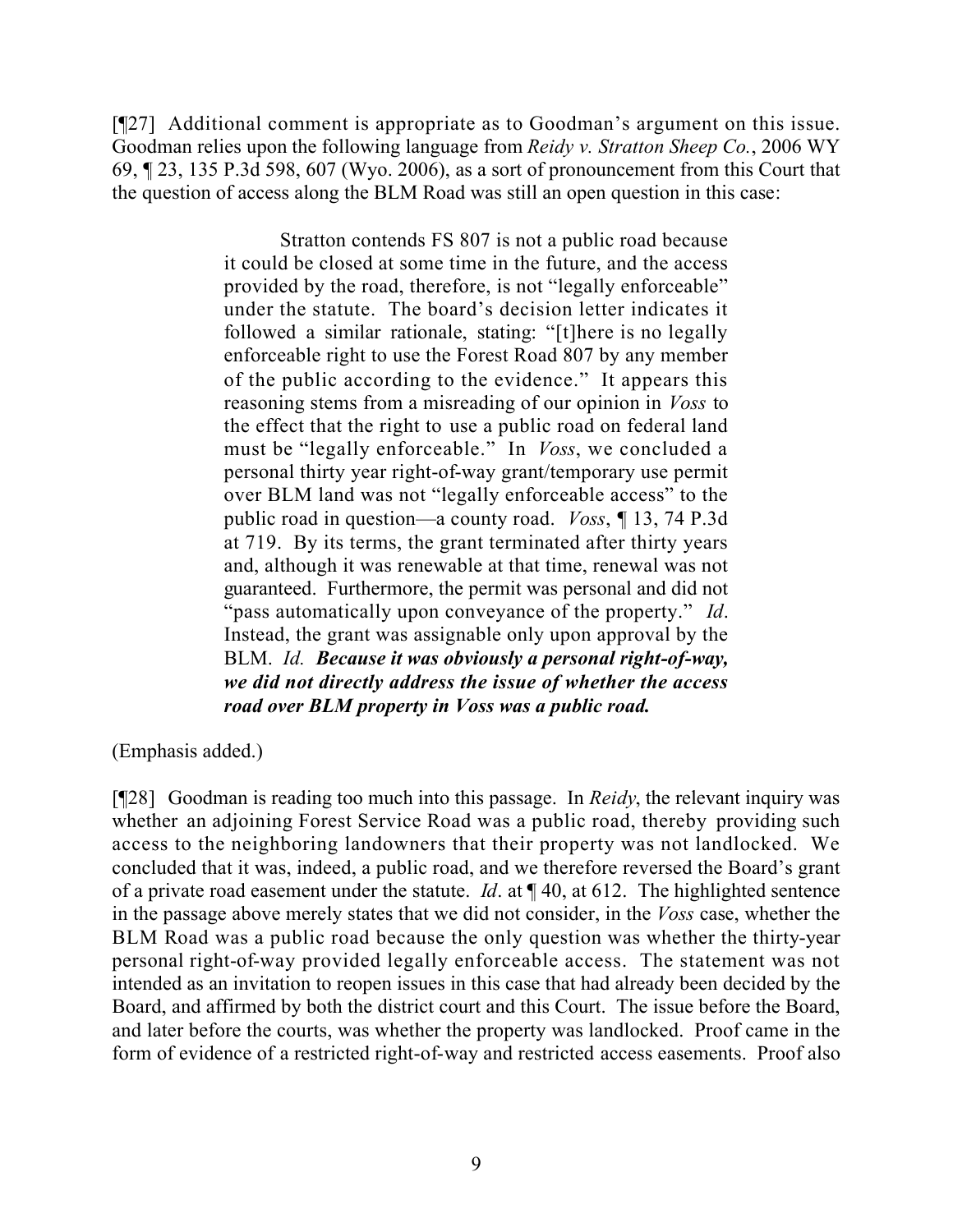[¶27] Additional comment is appropriate as to Goodman's argument on this issue. Goodman relies upon the following language from *Reidy v. Stratton Sheep Co.*, 2006 WY 69, ¶ 23, 135 P.3d 598, 607 (Wyo. 2006), as a sort of pronouncement from this Court that the question of access along the BLM Road was still an open question in this case:

> Stratton contends FS 807 is not a public road because it could be closed at some time in the future, and the access provided by the road, therefore, is not "legally enforceable" under the statute. The board's decision letter indicates it followed a similar rationale, stating: "[t]here is no legally enforceable right to use the Forest Road 807 by any member of the public according to the evidence." It appears this reasoning stems from a misreading of our opinion in *Voss* to the effect that the right to use a public road on federal land must be "legally enforceable." In *Voss*, we concluded a personal thirty year right-of-way grant/temporary use permit over BLM land was not "legally enforceable access" to the public road in question—a county road. *Voss*, ¶ 13, 74 P.3d at 719. By its terms, the grant terminated after thirty years and, although it was renewable at that time, renewal was not guaranteed. Furthermore, the permit was personal and did not "pass automatically upon conveyance of the property." *Id*. Instead, the grant was assignable only upon approval by the BLM. *Id.* ***Because it was obviously a personal right-of-way, we did not directly address the issue of whether the access road over BLM property in Voss was a public road.***

(Emphasis added.)

[¶28] Goodman is reading too much into this passage. In *Reidy*, the relevant inquiry was whether an adjoining Forest Service Road was a public road, thereby providing such access to the neighboring landowners that their property was not landlocked. We concluded that it was, indeed, a public road, and we therefore reversed the Board's grant of a private road easement under the statute. *Id*. at ¶ 40, at 612. The highlighted sentence in the passage above merely states that we did not consider, in the *Voss* case, whether the BLM Road was a public road because the only question was whether the thirty-year personal right-of-way provided legally enforceable access. The statement was not intended as an invitation to reopen issues in this case that had already been decided by the Board, and affirmed by both the district court and this Court. The issue before the Board, and later before the courts, was whether the property was landlocked. Proof came in the form of evidence of a restricted right-of-way and restricted access easements. Proof also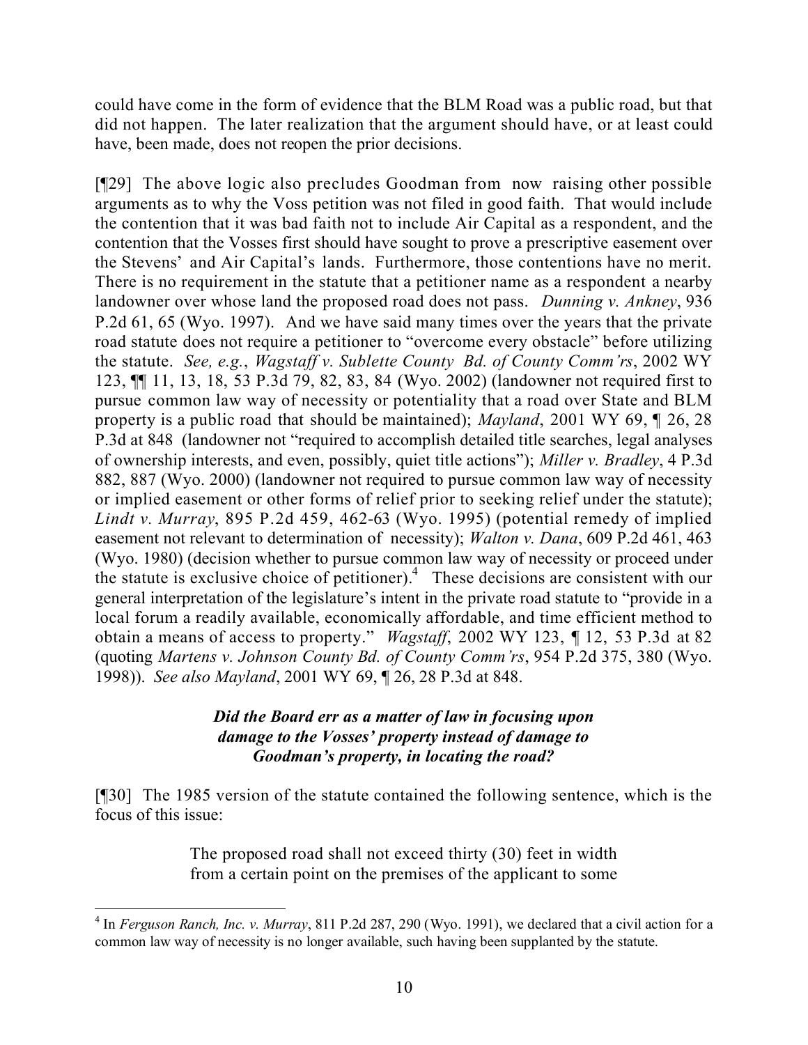could have come in the form of evidence that the BLM Road was a public road, but that did not happen. The later realization that the argument should have, or at least could have, been made, does not reopen the prior decisions.

[¶29] The above logic also precludes Goodman from now raising other possible arguments as to why the Voss petition was not filed in good faith. That would include the contention that it was bad faith not to include Air Capital as a respondent, and the contention that the Vosses first should have sought to prove a prescriptive easement over the Stevens' and Air Capital's lands. Furthermore, those contentions have no merit. There is no requirement in the statute that a petitioner name as a respondent a nearby landowner over whose land the proposed road does not pass. *Dunning v. Ankney*, 936 P.2d 61, 65 (Wyo. 1997). And we have said many times over the years that the private road statute does not require a petitioner to "overcome every obstacle" before utilizing the statute. *See, e.g.*, *Wagstaff v. Sublette County Bd. of County Comm'rs*, 2002 WY 123, ¶¶ 11, 13, 18, 53 P.3d 79, 82, 83, 84 (Wyo. 2002) (landowner not required first to pursue common law way of necessity or potentiality that a road over State and BLM property is a public road that should be maintained); *Mayland*, 2001 WY 69, ¶ 26, 28 P.3d at 848 (landowner not "required to accomplish detailed title searches, legal analyses of ownership interests, and even, possibly, quiet title actions"); *Miller v. Bradley*, 4 P.3d 882, 887 (Wyo. 2000) (landowner not required to pursue common law way of necessity or implied easement or other forms of relief prior to seeking relief under the statute); *Lindt v. Murray*, 895 P.2d 459, 462-63 (Wyo. 1995) (potential remedy of implied easement not relevant to determination of necessity); *Walton v. Dana*, 609 P.2d 461, 463 (Wyo. 1980) (decision whether to pursue common law way of necessity or proceed under the statute is exclusive choice of petitioner).[4] These decisions are consistent with our general interpretation of the legislature's intent in the private road statute to "provide in a local forum a readily available, economically affordable, and time efficient method to obtain a means of access to property." *Wagstaff*, 2002 WY 123, ¶ 12, 53 P.3d at 82 (quoting *Martens v. Johnson County Bd. of County Comm'rs*, 954 P.2d 375, 380 (Wyo. 1998)). *See also Mayland*, 2001 WY 69, ¶ 26, 28 P.3d at 848.

***Did the Board err as a matter of law in focusing upon damage to the Vosses' property instead of damage to Goodman's property, in locating the road?***

[¶30] The 1985 version of the statute contained the following sentence, which is the focus of this issue:

> The proposed road shall not exceed thirty (30) feet in width from a certain point on the premises of the applicant to some

[4] In *Ferguson Ranch, Inc. v. Murray*, 811 P.2d 287, 290 (Wyo. 1991), we declared that a civil action for a common law way of necessity is no longer available, such having been supplanted by the statute.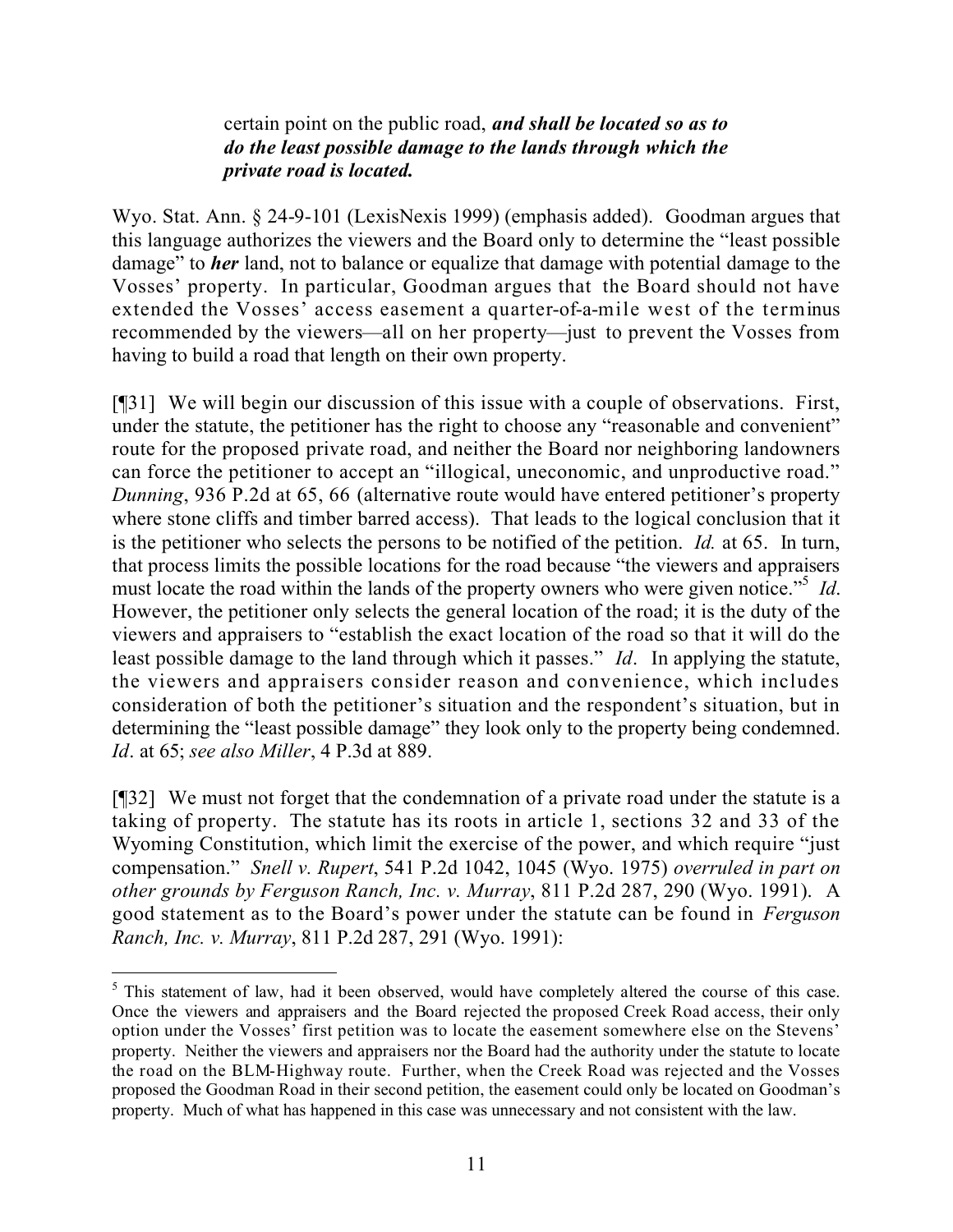> certain point on the public road, ***and shall be located so as to do the least possible damage to the lands through which the private road is located.***

Wyo. Stat. Ann. § 24-9-101 (LexisNexis 1999) (emphasis added). Goodman argues that this language authorizes the viewers and the Board only to determine the "least possible damage" to ***her*** land, not to balance or equalize that damage with potential damage to the Vosses' property. In particular, Goodman argues that the Board should not have extended the Vosses' access easement a quarter-of-a-mile west of the terminus recommended by the viewers—all on her property—just to prevent the Vosses from having to build a road that length on their own property.

[¶31] We will begin our discussion of this issue with a couple of observations. First, under the statute, the petitioner has the right to choose any "reasonable and convenient" route for the proposed private road, and neither the Board nor neighboring landowners can force the petitioner to accept an "illogical, uneconomic, and unproductive road." *Dunning*, 936 P.2d at 65, 66 (alternative route would have entered petitioner's property where stone cliffs and timber barred access). That leads to the logical conclusion that it is the petitioner who selects the persons to be notified of the petition. *Id.* at 65. In turn, that process limits the possible locations for the road because "the viewers and appraisers must locate the road within the lands of the property owners who were given notice."[5] *Id*. However, the petitioner only selects the general location of the road; it is the duty of the viewers and appraisers to "establish the exact location of the road so that it will do the least possible damage to the land through which it passes." *Id*. In applying the statute, the viewers and appraisers consider reason and convenience, which includes consideration of both the petitioner's situation and the respondent's situation, but in determining the "least possible damage" they look only to the property being condemned. *Id*. at 65; *see also Miller*, 4 P.3d at 889.

[¶32] We must not forget that the condemnation of a private road under the statute is a taking of property. The statute has its roots in article 1, sections 32 and 33 of the Wyoming Constitution, which limit the exercise of the power, and which require "just compensation." *Snell v. Rupert*, 541 P.2d 1042, 1045 (Wyo. 1975) *overruled in part on other grounds by Ferguson Ranch, Inc. v. Murray*, 811 P.2d 287, 290 (Wyo. 1991). A good statement as to the Board's power under the statute can be found in *Ferguson Ranch, Inc. v. Murray*, 811 P.2d 287, 291 (Wyo. 1991):

---

[5] This statement of law, had it been observed, would have completely altered the course of this case. Once the viewers and appraisers and the Board rejected the proposed Creek Road access, their only option under the Vosses' first petition was to locate the easement somewhere else on the Stevens' property. Neither the viewers and appraisers nor the Board had the authority under the statute to locate the road on the BLM-Highway route. Further, when the Creek Road was rejected and the Vosses proposed the Goodman Road in their second petition, the easement could only be located on Goodman's property. Much of what has happened in this case was unnecessary and not consistent with the law.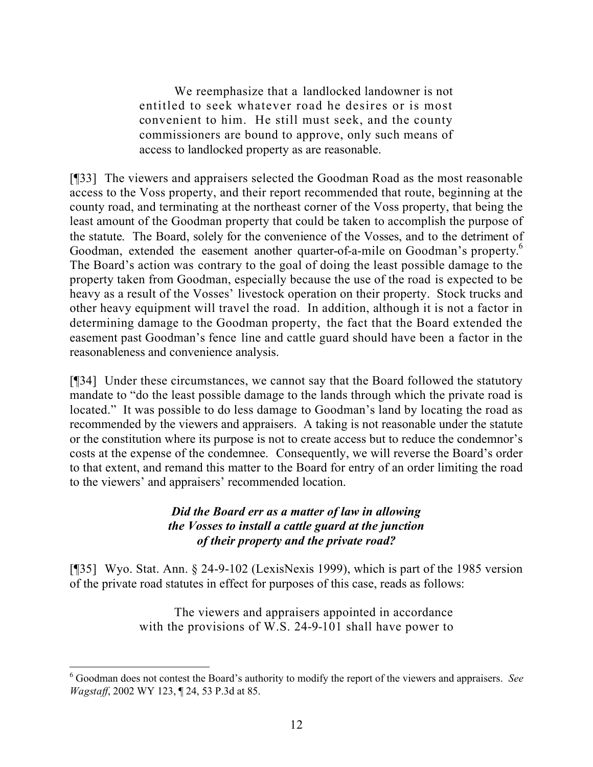> We reemphasize that a landlocked landowner is not entitled to seek whatever road he desires or is most convenient to him. He still must seek, and the county commissioners are bound to approve, only such means of access to landlocked property as are reasonable.

[¶33] The viewers and appraisers selected the Goodman Road as the most reasonable access to the Voss property, and their report recommended that route, beginning at the county road, and terminating at the northeast corner of the Voss property, that being the least amount of the Goodman property that could be taken to accomplish the purpose of the statute. The Board, solely for the convenience of the Vosses, and to the detriment of Goodman, extended the easement another quarter-of-a-mile on Goodman's property.[6] The Board's action was contrary to the goal of doing the least possible damage to the property taken from Goodman, especially because the use of the road is expected to be heavy as a result of the Vosses' livestock operation on their property. Stock trucks and other heavy equipment will travel the road. In addition, although it is not a factor in determining damage to the Goodman property, the fact that the Board extended the easement past Goodman's fence line and cattle guard should have been a factor in the reasonableness and convenience analysis.

[¶34] Under these circumstances, we cannot say that the Board followed the statutory mandate to "do the least possible damage to the lands through which the private road is located." It was possible to do less damage to Goodman's land by locating the road as recommended by the viewers and appraisers. A taking is not reasonable under the statute or the constitution where its purpose is not to create access but to reduce the condemnor's costs at the expense of the condemnee. Consequently, we will reverse the Board's order to that extent, and remand this matter to the Board for entry of an order limiting the road to the viewers' and appraisers' recommended location.

### *Did the Board err as a matter of law in allowing the Vosses to install a cattle guard at the junction of their property and the private road?*

[¶35] Wyo. Stat. Ann. § 24-9-102 (LexisNexis 1999), which is part of the 1985 version of the private road statutes in effect for purposes of this case, reads as follows:

> The viewers and appraisers appointed in accordance with the provisions of W.S. 24-9-101 shall have power to

---

[6] Goodman does not contest the Board's authority to modify the report of the viewers and appraisers. *See Wagstaff*, 2002 WY 123, ¶ 24, 53 P.3d at 85.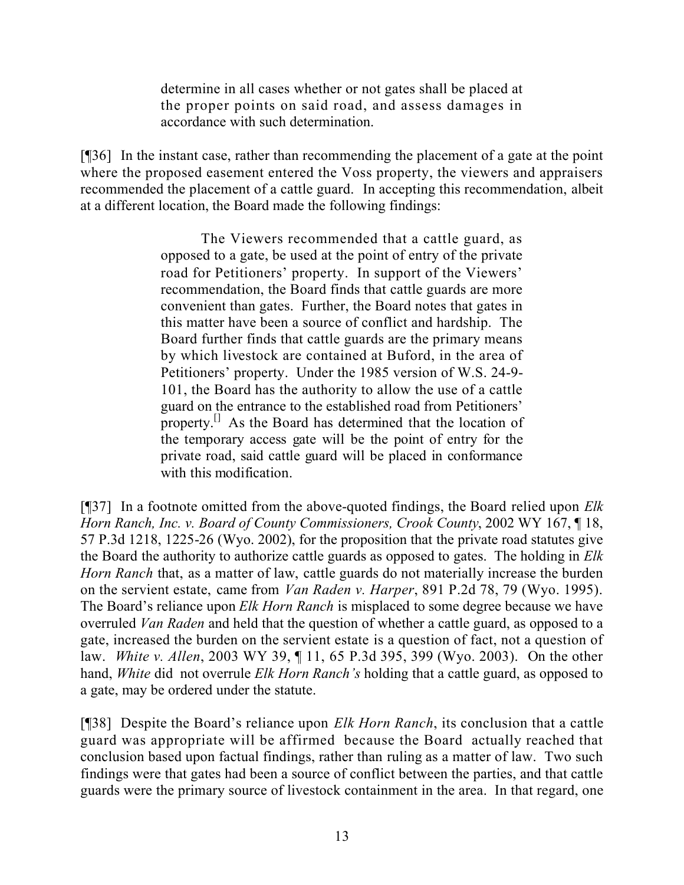> determine in all cases whether or not gates shall be placed at the proper points on said road, and assess damages in accordance with such determination.

[¶36] In the instant case, rather than recommending the placement of a gate at the point where the proposed easement entered the Voss property, the viewers and appraisers recommended the placement of a cattle guard. In accepting this recommendation, albeit at a different location, the Board made the following findings:

> The Viewers recommended that a cattle guard, as opposed to a gate, be used at the point of entry of the private road for Petitioners' property. In support of the Viewers' recommendation, the Board finds that cattle guards are more convenient than gates. Further, the Board notes that gates in this matter have been a source of conflict and hardship. The Board further finds that cattle guards are the primary means by which livestock are contained at Buford, in the area of Petitioners' property. Under the 1985 version of W.S. 24-9-101, the Board has the authority to allow the use of a cattle guard on the entrance to the established road from Petitioners' property.[] As the Board has determined that the location of the temporary access gate will be the point of entry for the private road, said cattle guard will be placed in conformance with this modification.

[¶37] In a footnote omitted from the above-quoted findings, the Board relied upon *Elk Horn Ranch, Inc. v. Board of County Commissioners, Crook County*, 2002 WY 167, ¶ 18, 57 P.3d 1218, 1225-26 (Wyo. 2002), for the proposition that the private road statutes give the Board the authority to authorize cattle guards as opposed to gates. The holding in *Elk Horn Ranch* that, as a matter of law, cattle guards do not materially increase the burden on the servient estate, came from *Van Raden v. Harper*, 891 P.2d 78, 79 (Wyo. 1995). The Board's reliance upon *Elk Horn Ranch* is misplaced to some degree because we have overruled *Van Raden* and held that the question of whether a cattle guard, as opposed to a gate, increased the burden on the servient estate is a question of fact, not a question of law. *White v. Allen*, 2003 WY 39, ¶ 11, 65 P.3d 395, 399 (Wyo. 2003). On the other hand, *White* did not overrule *Elk Horn Ranch's* holding that a cattle guard, as opposed to a gate, may be ordered under the statute.

[¶38] Despite the Board's reliance upon *Elk Horn Ranch*, its conclusion that a cattle guard was appropriate will be affirmed because the Board actually reached that conclusion based upon factual findings, rather than ruling as a matter of law. Two such findings were that gates had been a source of conflict between the parties, and that cattle guards were the primary source of livestock containment in the area. In that regard, one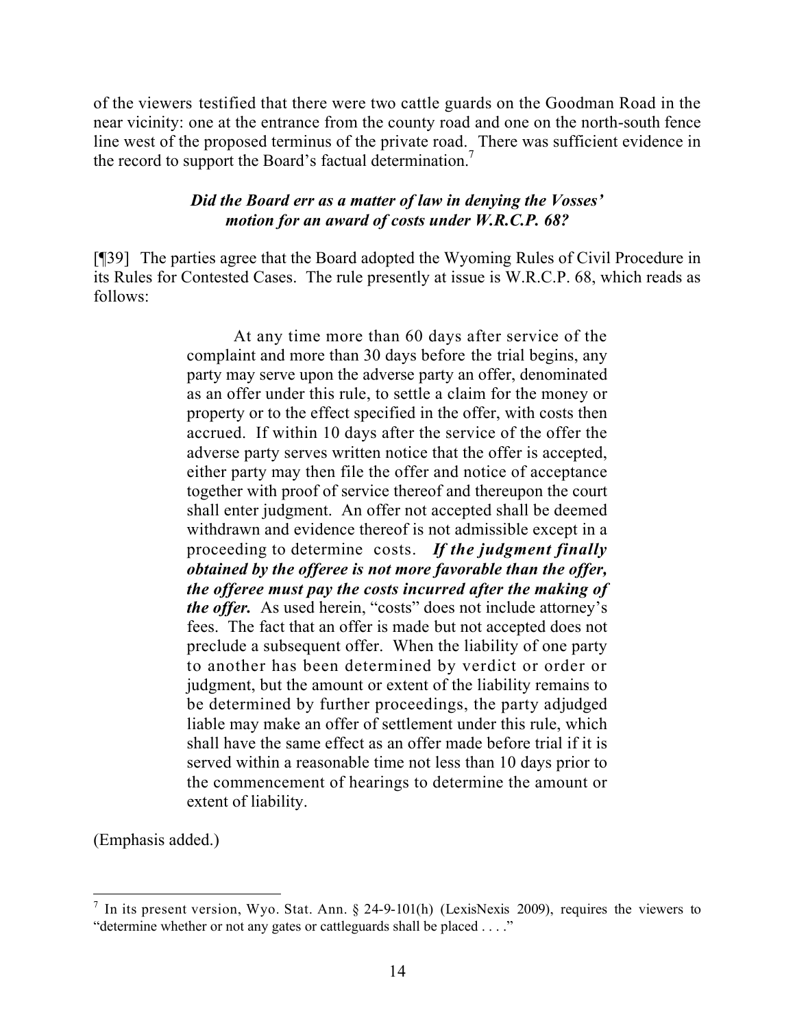of the viewers testified that there were two cattle guards on the Goodman Road in the near vicinity: one at the entrance from the county road and one on the north-south fence line west of the proposed terminus of the private road. There was sufficient evidence in the record to support the Board's factual determination.[7]

### *Did the Board err as a matter of law in denying the Vosses' motion for an award of costs under W.R.C.P. 68?*

[¶39] The parties agree that the Board adopted the Wyoming Rules of Civil Procedure in its Rules for Contested Cases. The rule presently at issue is W.R.C.P. 68, which reads as follows:

> At any time more than 60 days after service of the complaint and more than 30 days before the trial begins, any party may serve upon the adverse party an offer, denominated as an offer under this rule, to settle a claim for the money or property or to the effect specified in the offer, with costs then accrued. If within 10 days after the service of the offer the adverse party serves written notice that the offer is accepted, either party may then file the offer and notice of acceptance together with proof of service thereof and thereupon the court shall enter judgment. An offer not accepted shall be deemed withdrawn and evidence thereof is not admissible except in a proceeding to determine costs. ***If the judgment finally obtained by the offeree is not more favorable than the offer, the offeree must pay the costs incurred after the making of the offer.*** As used herein, "costs" does not include attorney's fees. The fact that an offer is made but not accepted does not preclude a subsequent offer. When the liability of one party to another has been determined by verdict or order or judgment, but the amount or extent of the liability remains to be determined by further proceedings, the party adjudged liable may make an offer of settlement under this rule, which shall have the same effect as an offer made before trial if it is served within a reasonable time not less than 10 days prior to the commencement of hearings to determine the amount or extent of liability.

(Emphasis added.)

---

[7] In its present version, Wyo. Stat. Ann. § 24-9-101(h) (LexisNexis 2009), requires the viewers to "determine whether or not any gates or cattleguards shall be placed . . . ."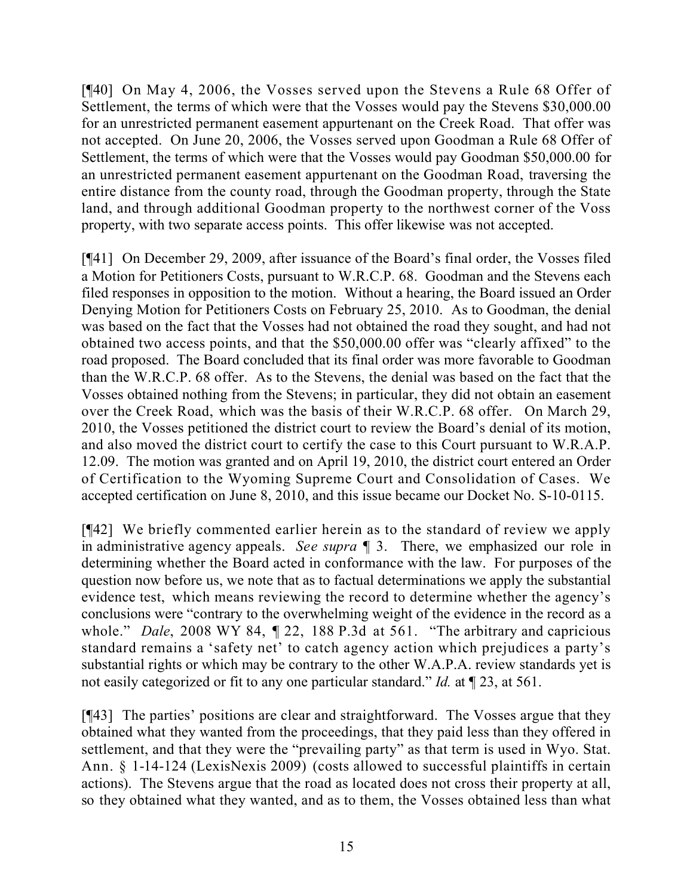[¶40] On May 4, 2006, the Vosses served upon the Stevens a Rule 68 Offer of Settlement, the terms of which were that the Vosses would pay the Stevens $30,000.00 for an unrestricted permanent easement appurtenant on the Creek Road. That offer was not accepted. On June 20, 2006, the Vosses served upon Goodman a Rule 68 Offer of Settlement, the terms of which were that the Vosses would pay Goodman $50,000.00 for an unrestricted permanent easement appurtenant on the Goodman Road, traversing the entire distance from the county road, through the Goodman property, through the State land, and through additional Goodman property to the northwest corner of the Voss property, with two separate access points. This offer likewise was not accepted.

[¶41] On December 29, 2009, after issuance of the Board's final order, the Vosses filed a Motion for Petitioners Costs, pursuant to W.R.C.P. 68. Goodman and the Stevens each filed responses in opposition to the motion. Without a hearing, the Board issued an Order Denying Motion for Petitioners Costs on February 25, 2010. As to Goodman, the denial was based on the fact that the Vosses had not obtained the road they sought, and had not obtained two access points, and that the $50,000.00 offer was "clearly affixed" to the road proposed. The Board concluded that its final order was more favorable to Goodman than the W.R.C.P. 68 offer. As to the Stevens, the denial was based on the fact that the Vosses obtained nothing from the Stevens; in particular, they did not obtain an easement over the Creek Road, which was the basis of their W.R.C.P. 68 offer. On March 29, 2010, the Vosses petitioned the district court to review the Board's denial of its motion, and also moved the district court to certify the case to this Court pursuant to W.R.A.P. 12.09. The motion was granted and on April 19, 2010, the district court entered an Order of Certification to the Wyoming Supreme Court and Consolidation of Cases. We accepted certification on June 8, 2010, and this issue became our Docket No. S-10-0115.

[¶42] We briefly commented earlier herein as to the standard of review we apply in administrative agency appeals. *See supra* ¶ 3. There, we emphasized our role in determining whether the Board acted in conformance with the law. For purposes of the question now before us, we note that as to factual determinations we apply the substantial evidence test, which means reviewing the record to determine whether the agency's conclusions were "contrary to the overwhelming weight of the evidence in the record as a whole." *Dale*, 2008 WY 84, ¶ 22, 188 P.3d at 561. "The arbitrary and capricious standard remains a 'safety net' to catch agency action which prejudices a party's substantial rights or which may be contrary to the other W.A.P.A. review standards yet is not easily categorized or fit to any one particular standard." *Id.* at ¶ 23, at 561.

[¶43] The parties' positions are clear and straightforward. The Vosses argue that they obtained what they wanted from the proceedings, that they paid less than they offered in settlement, and that they were the "prevailing party" as that term is used in Wyo. Stat. Ann. § 1-14-124 (LexisNexis 2009) (costs allowed to successful plaintiffs in certain actions). The Stevens argue that the road as located does not cross their property at all, so they obtained what they wanted, and as to them, the Vosses obtained less than what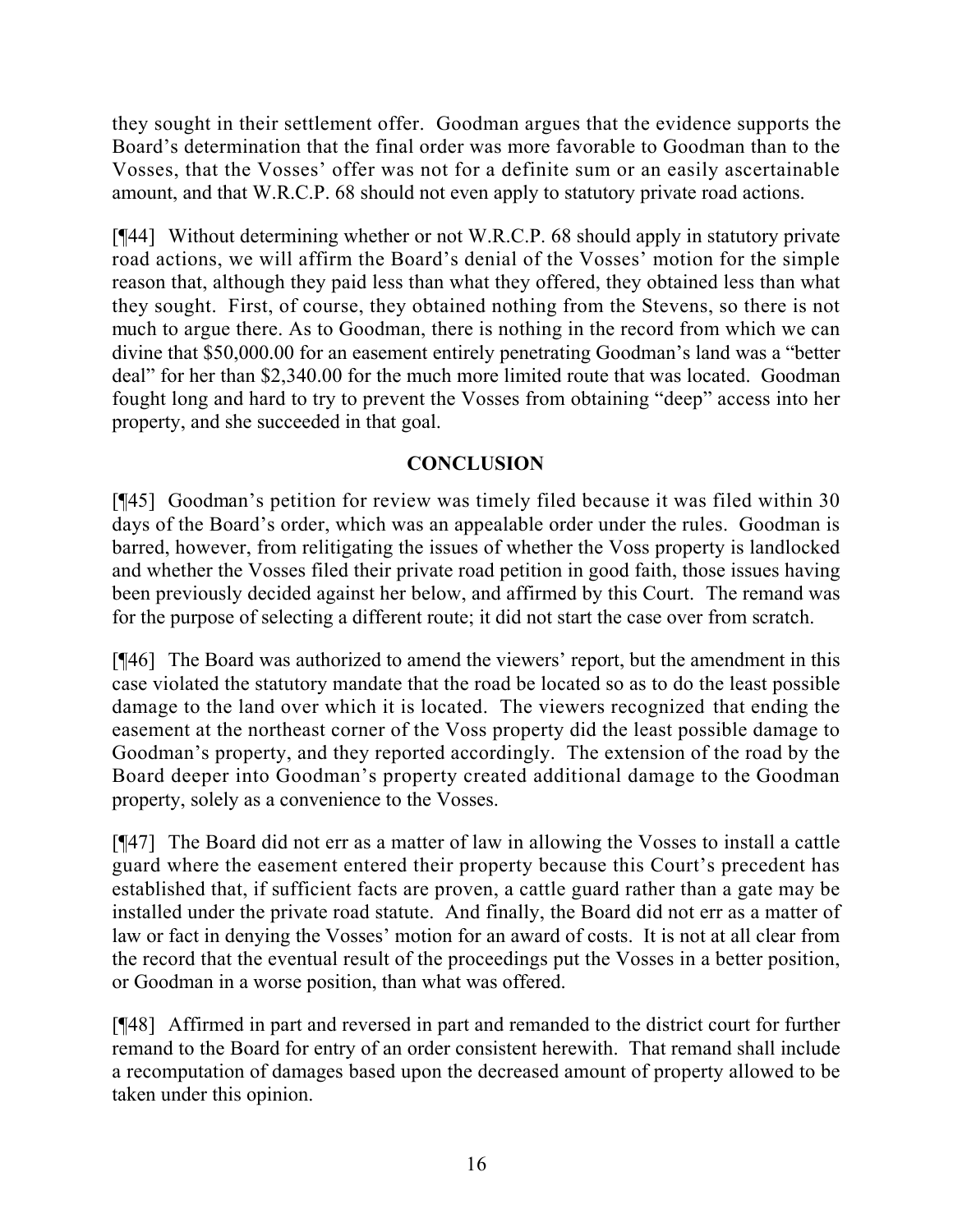they sought in their settlement offer. Goodman argues that the evidence supports the Board's determination that the final order was more favorable to Goodman than to the Vosses, that the Vosses' offer was not for a definite sum or an easily ascertainable amount, and that W.R.C.P. 68 should not even apply to statutory private road actions.

[¶44] Without determining whether or not W.R.C.P. 68 should apply in statutory private road actions, we will affirm the Board's denial of the Vosses' motion for the simple reason that, although they paid less than what they offered, they obtained less than what they sought. First, of course, they obtained nothing from the Stevens, so there is not much to argue there. As to Goodman, there is nothing in the record from which we can divine that $50,000.00 for an easement entirely penetrating Goodman's land was a "better deal" for her than $2,340.00 for the much more limited route that was located. Goodman fought long and hard to try to prevent the Vosses from obtaining "deep" access into her property, and she succeeded in that goal.

## CONCLUSION

[¶45] Goodman's petition for review was timely filed because it was filed within 30 days of the Board's order, which was an appealable order under the rules. Goodman is barred, however, from relitigating the issues of whether the Voss property is landlocked and whether the Vosses filed their private road petition in good faith, those issues having been previously decided against her below, and affirmed by this Court. The remand was for the purpose of selecting a different route; it did not start the case over from scratch.

[¶46] The Board was authorized to amend the viewers' report, but the amendment in this case violated the statutory mandate that the road be located so as to do the least possible damage to the land over which it is located. The viewers recognized that ending the easement at the northeast corner of the Voss property did the least possible damage to Goodman's property, and they reported accordingly. The extension of the road by the Board deeper into Goodman's property created additional damage to the Goodman property, solely as a convenience to the Vosses.

[¶47] The Board did not err as a matter of law in allowing the Vosses to install a cattle guard where the easement entered their property because this Court's precedent has established that, if sufficient facts are proven, a cattle guard rather than a gate may be installed under the private road statute. And finally, the Board did not err as a matter of law or fact in denying the Vosses' motion for an award of costs. It is not at all clear from the record that the eventual result of the proceedings put the Vosses in a better position, or Goodman in a worse position, than what was offered.

[¶48] Affirmed in part and reversed in part and remanded to the district court for further remand to the Board for entry of an order consistent herewith. That remand shall include a recomputation of damages based upon the decreased amount of property allowed to be taken under this opinion.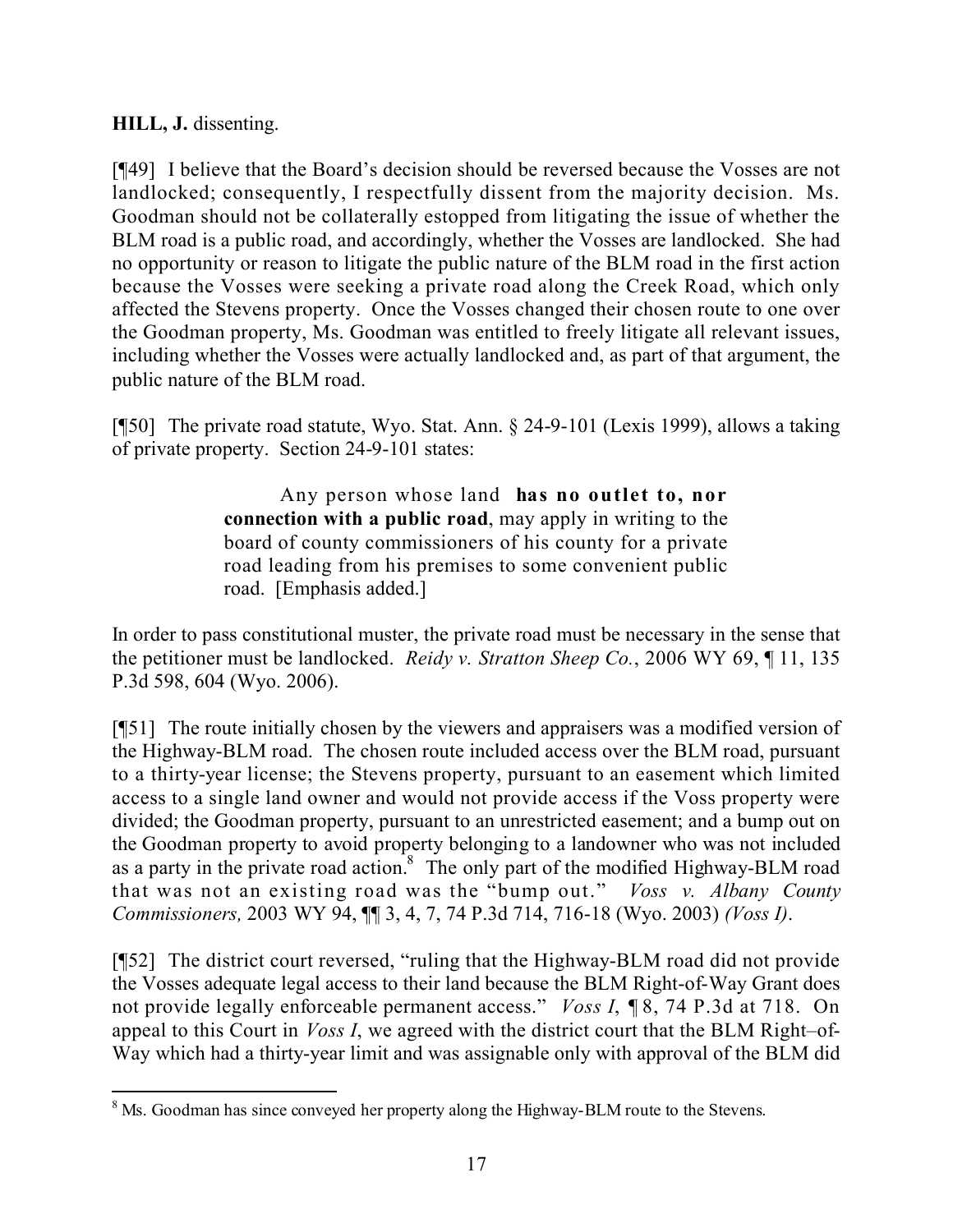**HILL, J.** dissenting.

[¶49] I believe that the Board's decision should be reversed because the Vosses are not landlocked; consequently, I respectfully dissent from the majority decision. Ms. Goodman should not be collaterally estopped from litigating the issue of whether the BLM road is a public road, and accordingly, whether the Vosses are landlocked. She had no opportunity or reason to litigate the public nature of the BLM road in the first action because the Vosses were seeking a private road along the Creek Road, which only affected the Stevens property. Once the Vosses changed their chosen route to one over the Goodman property, Ms. Goodman was entitled to freely litigate all relevant issues, including whether the Vosses were actually landlocked and, as part of that argument, the public nature of the BLM road.

[¶50] The private road statute, Wyo. Stat. Ann. § 24-9-101 (Lexis 1999), allows a taking of private property. Section 24-9-101 states:

> Any person whose land **has no outlet to, nor connection with a public road**, may apply in writing to the board of county commissioners of his county for a private road leading from his premises to some convenient public road. [Emphasis added.]

In order to pass constitutional muster, the private road must be necessary in the sense that the petitioner must be landlocked. *Reidy v. Stratton Sheep Co.*, 2006 WY 69, ¶ 11, 135 P.3d 598, 604 (Wyo. 2006).

[¶51] The route initially chosen by the viewers and appraisers was a modified version of the Highway-BLM road. The chosen route included access over the BLM road, pursuant to a thirty-year license; the Stevens property, pursuant to an easement which limited access to a single land owner and would not provide access if the Voss property were divided; the Goodman property, pursuant to an unrestricted easement; and a bump out on the Goodman property to avoid property belonging to a landowner who was not included as a party in the private road action.[8] The only part of the modified Highway-BLM road that was not an existing road was the "bump out." *Voss v. Albany County Commissioners,* 2003 WY 94, ¶¶ 3, 4, 7, 74 P.3d 714, 716-18 (Wyo. 2003) *(Voss I)*.

[¶52] The district court reversed, "ruling that the Highway-BLM road did not provide the Vosses adequate legal access to their land because the BLM Right-of-Way Grant does not provide legally enforceable permanent access." *Voss I*, ¶ 8, 74 P.3d at 718. On appeal to this Court in *Voss I*, we agreed with the district court that the BLM Right–of-Way which had a thirty-year limit and was assignable only with approval of the BLM did

---

[8] Ms. Goodman has since conveyed her property along the Highway-BLM route to the Stevens.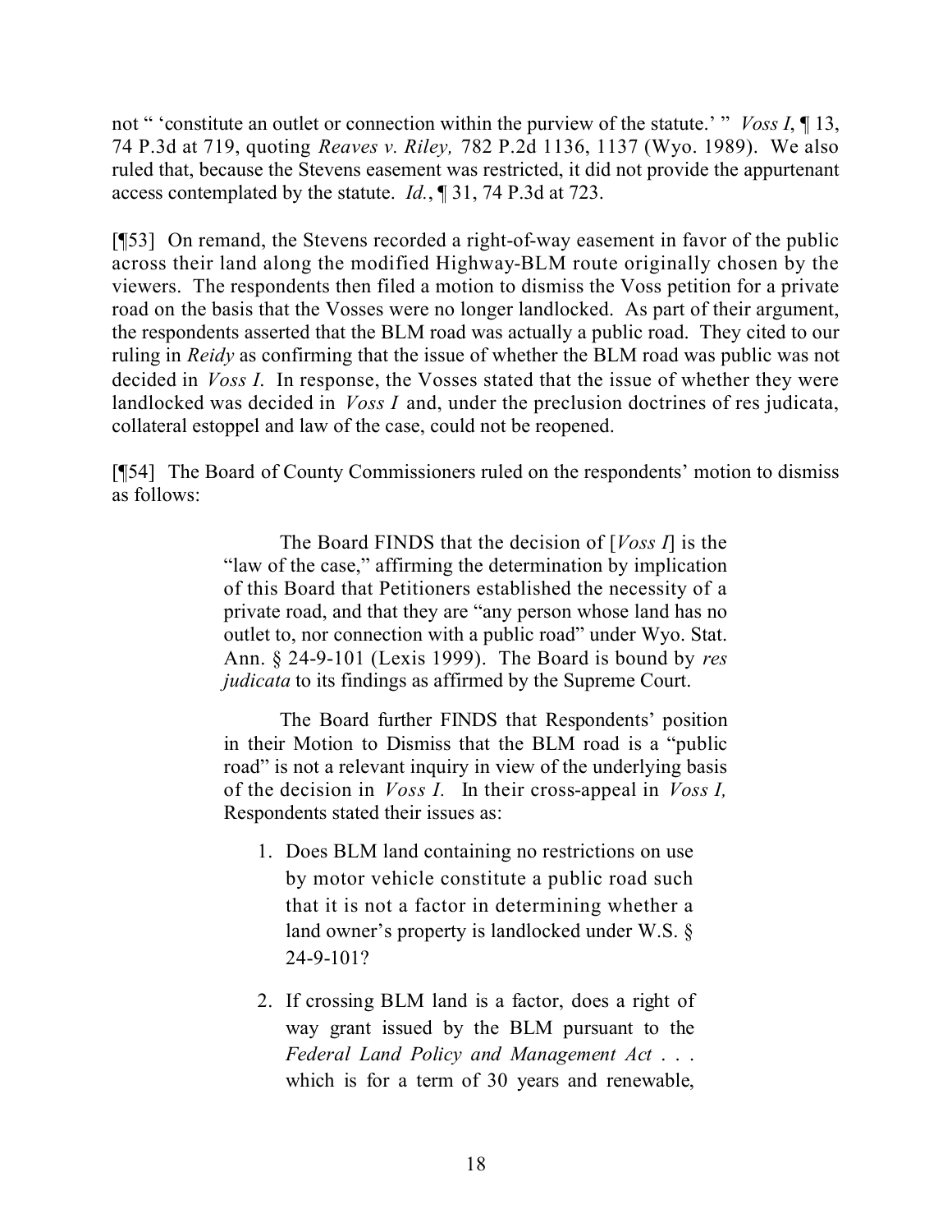not " 'constitute an outlet or connection within the purview of the statute.' " *Voss I*, ¶ 13, 74 P.3d at 719, quoting *Reaves v. Riley,* 782 P.2d 1136, 1137 (Wyo. 1989). We also ruled that, because the Stevens easement was restricted, it did not provide the appurtenant access contemplated by the statute. *Id.*, ¶ 31, 74 P.3d at 723.

[¶53] On remand, the Stevens recorded a right-of-way easement in favor of the public across their land along the modified Highway-BLM route originally chosen by the viewers. The respondents then filed a motion to dismiss the Voss petition for a private road on the basis that the Vosses were no longer landlocked. As part of their argument, the respondents asserted that the BLM road was actually a public road. They cited to our ruling in *Reidy* as confirming that the issue of whether the BLM road was public was not decided in *Voss I*. In response, the Vosses stated that the issue of whether they were landlocked was decided in *Voss I* and, under the preclusion doctrines of res judicata, collateral estoppel and law of the case, could not be reopened.

[¶54] The Board of County Commissioners ruled on the respondents' motion to dismiss as follows:

> The Board FINDS that the decision of [*Voss I*] is the "law of the case," affirming the determination by implication of this Board that Petitioners established the necessity of a private road, and that they are "any person whose land has no outlet to, nor connection with a public road" under Wyo. Stat. Ann. § 24-9-101 (Lexis 1999). The Board is bound by *res judicata* to its findings as affirmed by the Supreme Court.
>
> The Board further FINDS that Respondents' position in their Motion to Dismiss that the BLM road is a "public road" is not a relevant inquiry in view of the underlying basis of the decision in *Voss I.* In their cross-appeal in *Voss I,* Respondents stated their issues as:
>
> 1. Does BLM land containing no restrictions on use by motor vehicle constitute a public road such that it is not a factor in determining whether a land owner's property is landlocked under W.S. § 24-9-101?
>
> 2. If crossing BLM land is a factor, does a right of way grant issued by the BLM pursuant to the *Federal Land Policy and Management Act* . . . which is for a term of 30 years and renewable,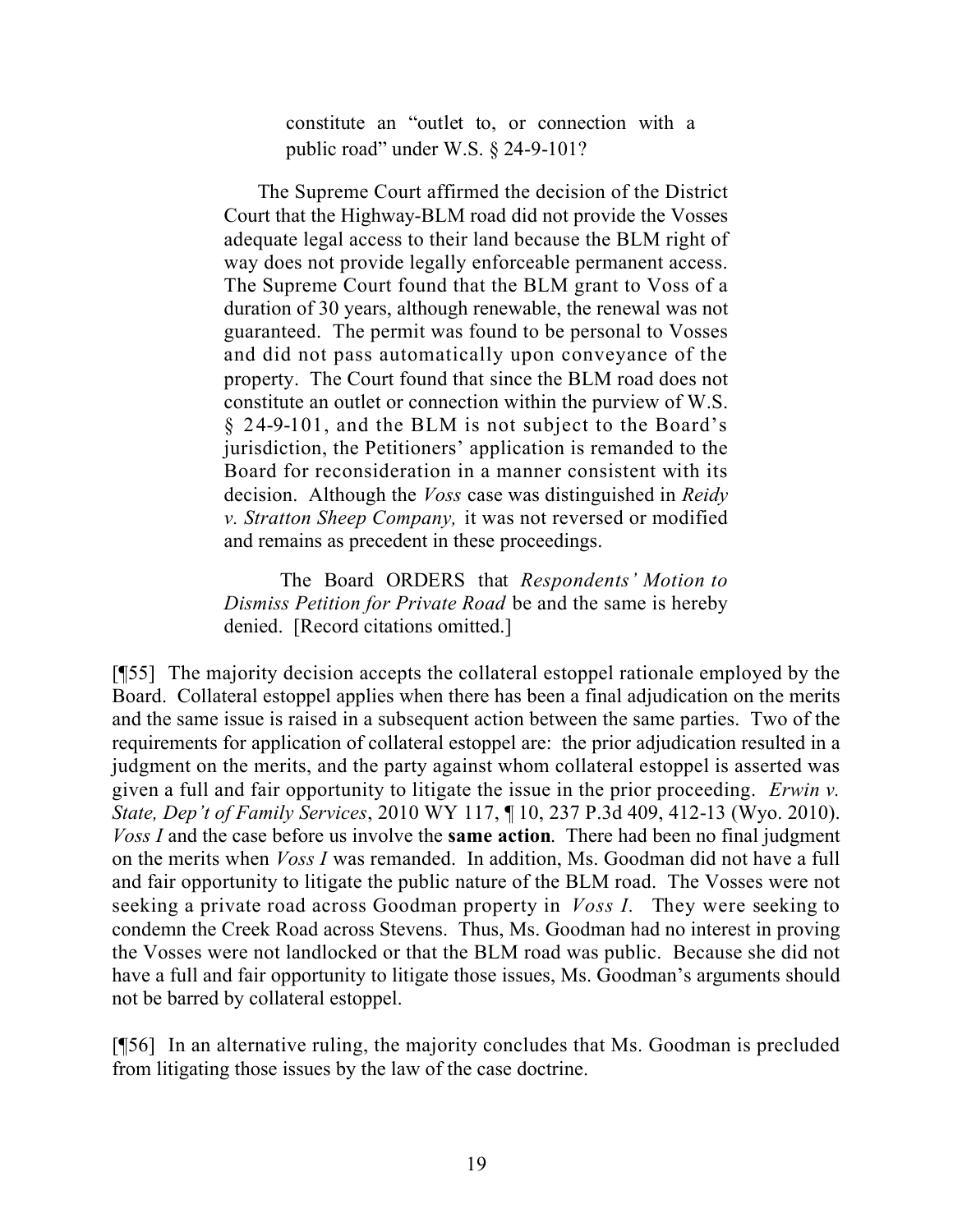> constitute an "outlet to, or connection with a public road" under W.S. § 24-9-101?
>
> The Supreme Court affirmed the decision of the District Court that the Highway-BLM road did not provide the Vosses adequate legal access to their land because the BLM right of way does not provide legally enforceable permanent access. The Supreme Court found that the BLM grant to Voss of a duration of 30 years, although renewable, the renewal was not guaranteed. The permit was found to be personal to Vosses and did not pass automatically upon conveyance of the property. The Court found that since the BLM road does not constitute an outlet or connection within the purview of W.S. § 24-9-101, and the BLM is not subject to the Board's jurisdiction, the Petitioners' application is remanded to the Board for reconsideration in a manner consistent with its decision. Although the *Voss* case was distinguished in *Reidy v. Stratton Sheep Company,* it was not reversed or modified and remains as precedent in these proceedings.
>
> The Board ORDERS that *Respondents' Motion to Dismiss Petition for Private Road* be and the same is hereby denied. [Record citations omitted.]

[¶55] The majority decision accepts the collateral estoppel rationale employed by the Board. Collateral estoppel applies when there has been a final adjudication on the merits and the same issue is raised in a subsequent action between the same parties. Two of the requirements for application of collateral estoppel are: the prior adjudication resulted in a judgment on the merits, and the party against whom collateral estoppel is asserted was given a full and fair opportunity to litigate the issue in the prior proceeding. *Erwin v. State, Dep't of Family Services*, 2010 WY 117, ¶ 10, 237 P.3d 409, 412-13 (Wyo. 2010). *Voss I* and the case before us involve the **same action**. There had been no final judgment on the merits when *Voss I* was remanded. In addition, Ms. Goodman did not have a full and fair opportunity to litigate the public nature of the BLM road. The Vosses were not seeking a private road across Goodman property in *Voss I.* They were seeking to condemn the Creek Road across Stevens. Thus, Ms. Goodman had no interest in proving the Vosses were not landlocked or that the BLM road was public. Because she did not have a full and fair opportunity to litigate those issues, Ms. Goodman's arguments should not be barred by collateral estoppel.

[¶56] In an alternative ruling, the majority concludes that Ms. Goodman is precluded from litigating those issues by the law of the case doctrine.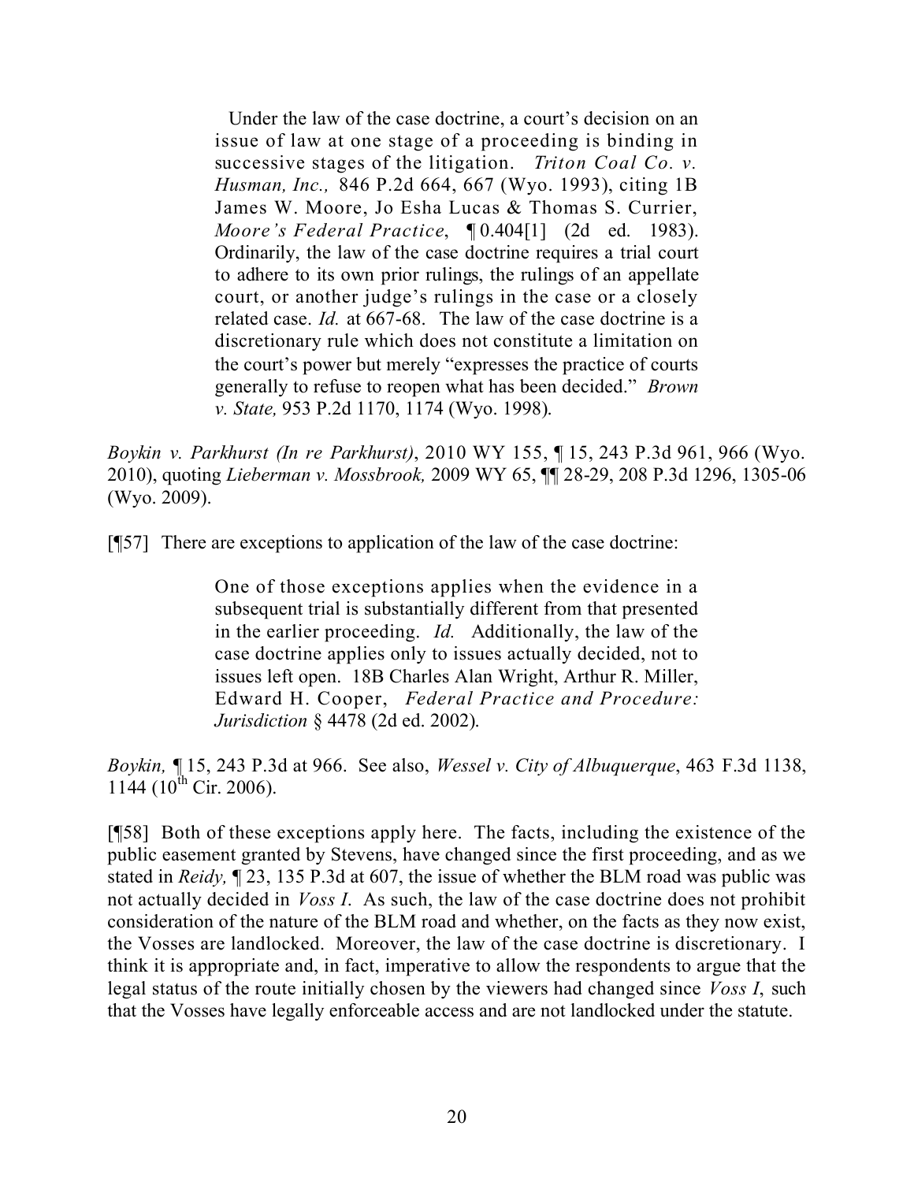> Under the law of the case doctrine, a court's decision on an issue of law at one stage of a proceeding is binding in successive stages of the litigation. *Triton Coal Co. v. Husman, Inc.,* 846 P.2d 664, 667 (Wyo. 1993), citing 1B James W. Moore, Jo Esha Lucas & Thomas S. Currier, *Moore's Federal Practice*, ¶ 0.404[1] (2d ed. 1983). Ordinarily, the law of the case doctrine requires a trial court to adhere to its own prior rulings, the rulings of an appellate court, or another judge's rulings in the case or a closely related case. *Id.* at 667-68. The law of the case doctrine is a discretionary rule which does not constitute a limitation on the court's power but merely "expresses the practice of courts generally to refuse to reopen what has been decided." *Brown v. State,* 953 P.2d 1170, 1174 (Wyo. 1998).

*Boykin v. Parkhurst (In re Parkhurst)*, 2010 WY 155, ¶ 15, 243 P.3d 961, 966 (Wyo. 2010), quoting *Lieberman v. Mossbrook,* 2009 WY 65, ¶¶ 28-29, 208 P.3d 1296, 1305-06 (Wyo. 2009).

[¶57] There are exceptions to application of the law of the case doctrine:

> One of those exceptions applies when the evidence in a subsequent trial is substantially different from that presented in the earlier proceeding. *Id.* Additionally, the law of the case doctrine applies only to issues actually decided, not to issues left open. 18B Charles Alan Wright, Arthur R. Miller, Edward H. Cooper, *Federal Practice and Procedure: Jurisdiction* § 4478 (2d ed. 2002).

*Boykin,* ¶ 15, 243 P.3d at 966. See also, *Wessel v. City of Albuquerque*, 463 F.3d 1138, 1144 (10th Cir. 2006).

[¶58] Both of these exceptions apply here. The facts, including the existence of the public easement granted by Stevens, have changed since the first proceeding, and as we stated in *Reidy,* ¶ 23, 135 P.3d at 607, the issue of whether the BLM road was public was not actually decided in *Voss I*. As such, the law of the case doctrine does not prohibit consideration of the nature of the BLM road and whether, on the facts as they now exist, the Vosses are landlocked. Moreover, the law of the case doctrine is discretionary. I think it is appropriate and, in fact, imperative to allow the respondents to argue that the legal status of the route initially chosen by the viewers had changed since *Voss I*, such that the Vosses have legally enforceable access and are not landlocked under the statute.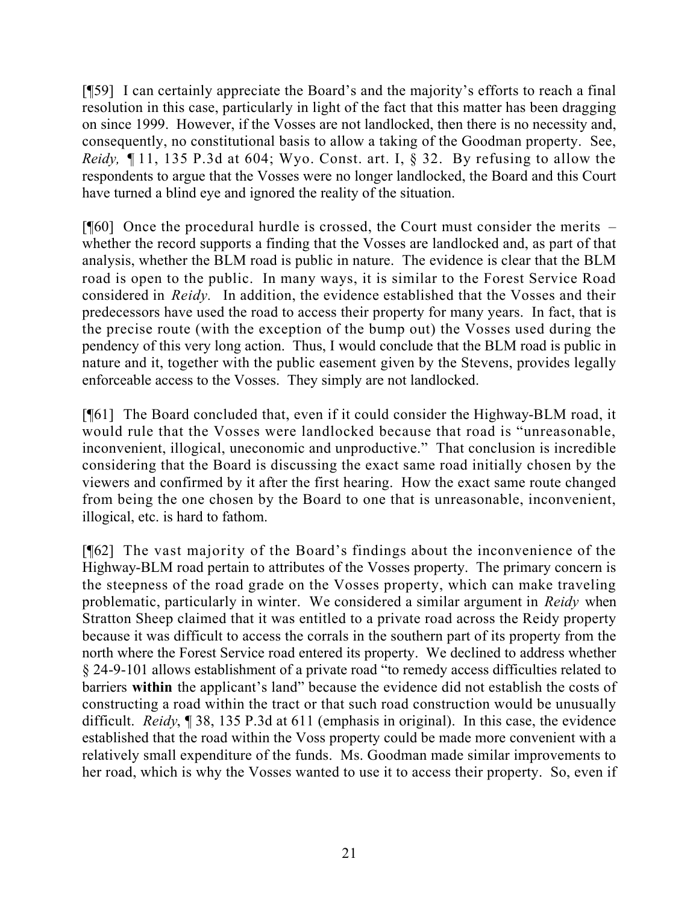[¶59] I can certainly appreciate the Board's and the majority's efforts to reach a final resolution in this case, particularly in light of the fact that this matter has been dragging on since 1999. However, if the Vosses are not landlocked, then there is no necessity and, consequently, no constitutional basis to allow a taking of the Goodman property. See, *Reidy,* ¶ 11, 135 P.3d at 604; Wyo. Const. art. I, § 32. By refusing to allow the respondents to argue that the Vosses were no longer landlocked, the Board and this Court have turned a blind eye and ignored the reality of the situation.

[¶60] Once the procedural hurdle is crossed, the Court must consider the merits – whether the record supports a finding that the Vosses are landlocked and, as part of that analysis, whether the BLM road is public in nature. The evidence is clear that the BLM road is open to the public. In many ways, it is similar to the Forest Service Road considered in *Reidy.* In addition, the evidence established that the Vosses and their predecessors have used the road to access their property for many years. In fact, that is the precise route (with the exception of the bump out) the Vosses used during the pendency of this very long action. Thus, I would conclude that the BLM road is public in nature and it, together with the public easement given by the Stevens, provides legally enforceable access to the Vosses. They simply are not landlocked.

[¶61] The Board concluded that, even if it could consider the Highway-BLM road, it would rule that the Vosses were landlocked because that road is "unreasonable, inconvenient, illogical, uneconomic and unproductive." That conclusion is incredible considering that the Board is discussing the exact same road initially chosen by the viewers and confirmed by it after the first hearing. How the exact same route changed from being the one chosen by the Board to one that is unreasonable, inconvenient, illogical, etc. is hard to fathom.

[¶62] The vast majority of the Board's findings about the inconvenience of the Highway-BLM road pertain to attributes of the Vosses property. The primary concern is the steepness of the road grade on the Vosses property, which can make traveling problematic, particularly in winter. We considered a similar argument in *Reidy* when Stratton Sheep claimed that it was entitled to a private road across the Reidy property because it was difficult to access the corrals in the southern part of its property from the north where the Forest Service road entered its property. We declined to address whether § 24-9-101 allows establishment of a private road "to remedy access difficulties related to barriers **within** the applicant's land" because the evidence did not establish the costs of constructing a road within the tract or that such road construction would be unusually difficult. *Reidy*, ¶ 38, 135 P.3d at 611 (emphasis in original). In this case, the evidence established that the road within the Voss property could be made more convenient with a relatively small expenditure of the funds. Ms. Goodman made similar improvements to her road, which is why the Vosses wanted to use it to access their property. So, even if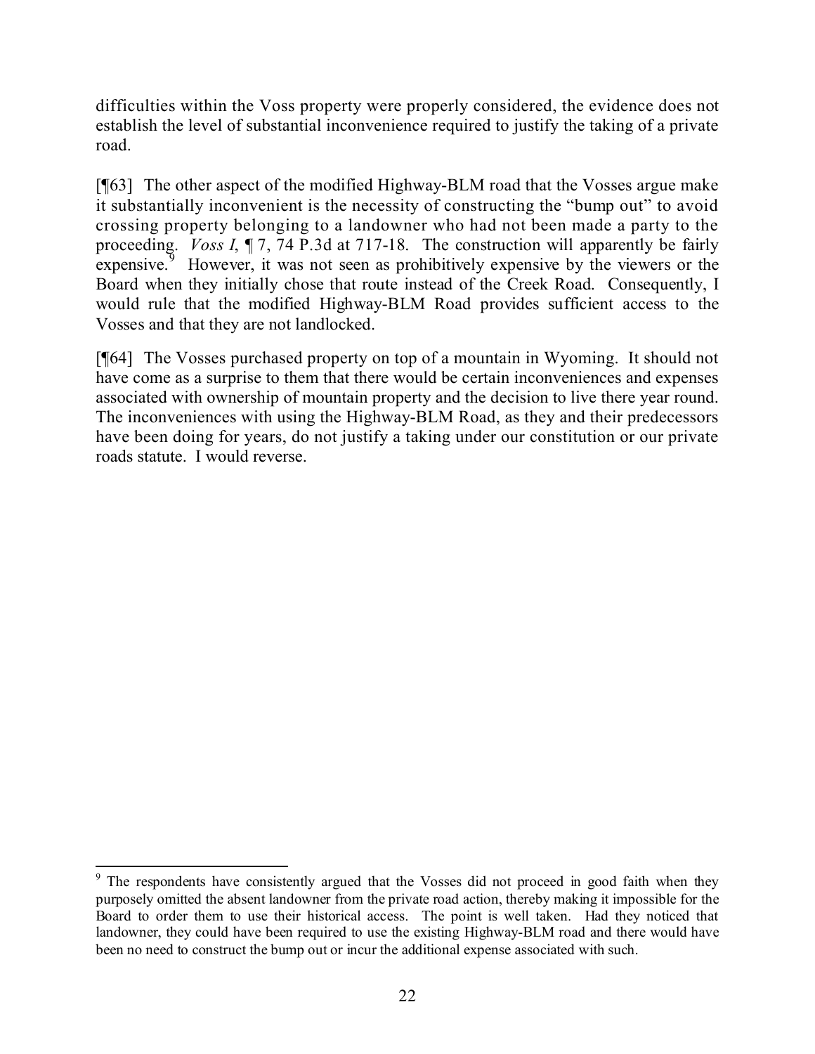difficulties within the Voss property were properly considered, the evidence does not establish the level of substantial inconvenience required to justify the taking of a private road.

[¶63] The other aspect of the modified Highway-BLM road that the Vosses argue make it substantially inconvenient is the necessity of constructing the "bump out" to avoid crossing property belonging to a landowner who had not been made a party to the proceeding. *Voss I*, ¶ 7, 74 P.3d at 717-18. The construction will apparently be fairly expensive.[9] However, it was not seen as prohibitively expensive by the viewers or the Board when they initially chose that route instead of the Creek Road. Consequently, I would rule that the modified Highway-BLM Road provides sufficient access to the Vosses and that they are not landlocked.

[¶64] The Vosses purchased property on top of a mountain in Wyoming. It should not have come as a surprise to them that there would be certain inconveniences and expenses associated with ownership of mountain property and the decision to live there year round. The inconveniences with using the Highway-BLM Road, as they and their predecessors have been doing for years, do not justify a taking under our constitution or our private roads statute. I would reverse.

---

[9] The respondents have consistently argued that the Vosses did not proceed in good faith when they purposely omitted the absent landowner from the private road action, thereby making it impossible for the Board to order them to use their historical access. The point is well taken. Had they noticed that landowner, they could have been required to use the existing Highway-BLM road and there would have been no need to construct the bump out or incur the additional expense associated with such.